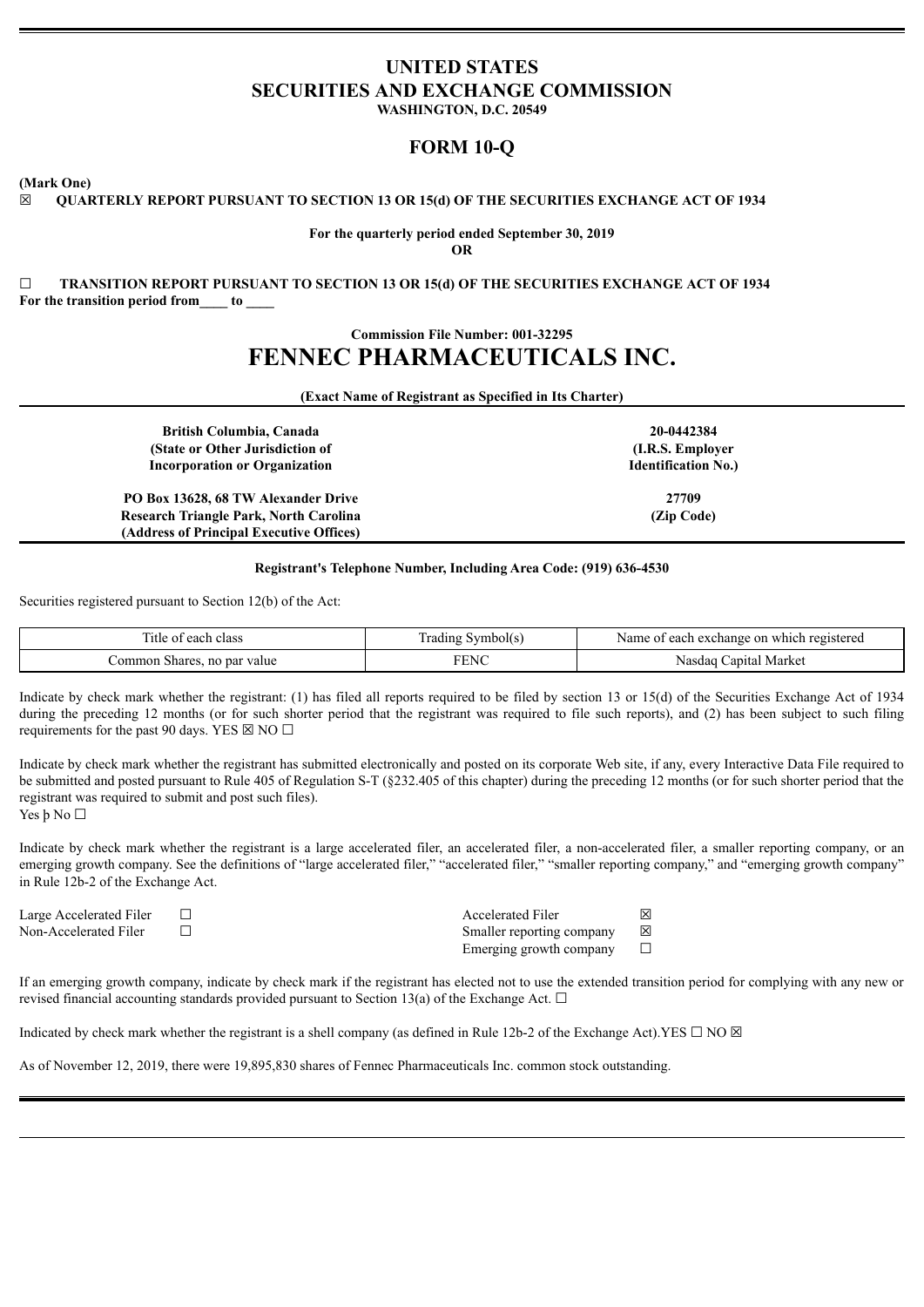# UNITED STATES
# SECURITIES AND EXCHANGE COMMISSION

**WASHINGTON, D.C. 20549**

## FORM 10-Q

**(Mark One)**

☒ **QUARTERLY REPORT PURSUANT TO SECTION 13 OR 15(d) OF THE SECURITIES EXCHANGE ACT OF 1934**

**For the quarterly period ended September 30, 2019**

**OR**

☐ **TRANSITION REPORT PURSUANT TO SECTION 13 OR 15(d) OF THE SECURITIES EXCHANGE ACT OF 1934**

**For the transition period from\_\_\_\_ to \_\_\_\_**

**Commission File Number: 001-32295**

# FENNEC PHARMACEUTICALS INC.

**(Exact Name of Registrant as Specified in Its Charter)**

| | |
|---|---|
| **British Columbia, Canada** <br> **(State or Other Jurisdiction of Incorporation or Organization** | **20-0442384** <br> **(I.R.S. Employer Identification No.)** |
| **PO Box 13628, 68 TW Alexander Drive** <br> **Research Triangle Park, North Carolina** <br> **(Address of Principal Executive Offices)** | **27709** <br> **(Zip Code)** |

**Registrant's Telephone Number, Including Area Code: (919) 636-4530**

Securities registered pursuant to Section 12(b) of the Act:

| Title of each class | Trading Symbol(s) | Name of each exchange on which registered |
|---|---|---|
| Common Shares, no par value | FENC | Nasdaq Capital Market |

Indicate by check mark whether the registrant: (1) has filed all reports required to be filed by section 13 or 15(d) of the Securities Exchange Act of 1934 during the preceding 12 months (or for such shorter period that the registrant was required to file such reports), and (2) has been subject to such filing requirements for the past 90 days. YES ☒ NO ☐

Indicate by check mark whether the registrant has submitted electronically and posted on its corporate Web site, if any, every Interactive Data File required to be submitted and posted pursuant to Rule 405 of Regulation S-T (§232.405 of this chapter) during the preceding 12 months (or for such shorter period that the registrant was required to submit and post such files).
Yes þ No ☐

Indicate by check mark whether the registrant is a large accelerated filer, an accelerated filer, a non-accelerated filer, a smaller reporting company, or an emerging growth company. See the definitions of "large accelerated filer," "accelerated filer," "smaller reporting company," and "emerging growth company" in Rule 12b-2 of the Exchange Act.

| | | | |
|---|---|---|---|
| Large Accelerated Filer | ☐ | Accelerated Filer | ☒ |
| Non-Accelerated Filer | ☐ | Smaller reporting company | ☒ |
| | | Emerging growth company | ☐ |

If an emerging growth company, indicate by check mark if the registrant has elected not to use the extended transition period for complying with any new or revised financial accounting standards provided pursuant to Section 13(a) of the Exchange Act. ☐

Indicated by check mark whether the registrant is a shell company (as defined in Rule 12b-2 of the Exchange Act).YES ☐ NO ☒

As of November 12, 2019, there were 19,895,830 shares of Fennec Pharmaceuticals Inc. common stock outstanding.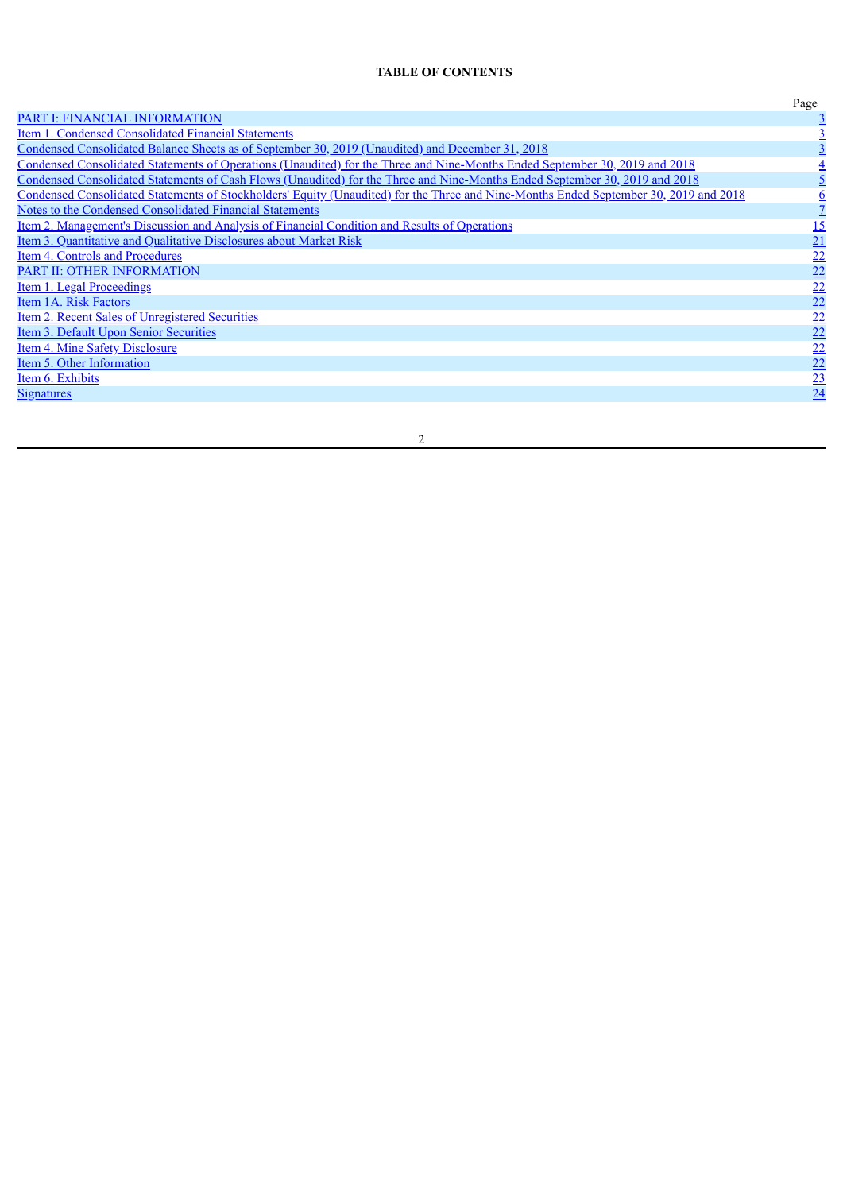**TABLE OF CONTENTS**

| | Page |
|---|---|
| PART I: FINANCIAL INFORMATION | 3 |
| Item 1. Condensed Consolidated Financial Statements | 3 |
| Condensed Consolidated Balance Sheets as of September 30, 2019 (Unaudited) and December 31, 2018 | 3 |
| Condensed Consolidated Statements of Operations (Unaudited) for the Three and Nine-Months Ended September 30, 2019 and 2018 | 4 |
| Condensed Consolidated Statements of Cash Flows (Unaudited) for the Three and Nine-Months Ended September 30, 2019 and 2018 | 5 |
| Condensed Consolidated Statements of Stockholders' Equity (Unaudited) for the Three and Nine-Months Ended September 30, 2019 and 2018 | 6 |
| Notes to the Condensed Consolidated Financial Statements | 7 |
| Item 2. Management's Discussion and Analysis of Financial Condition and Results of Operations | 15 |
| Item 3. Quantitative and Qualitative Disclosures about Market Risk | 21 |
| Item 4. Controls and Procedures | 22 |
| PART II: OTHER INFORMATION | 22 |
| Item 1. Legal Proceedings | 22 |
| Item 1A. Risk Factors | 22 |
| Item 2. Recent Sales of Unregistered Securities | 22 |
| Item 3. Default Upon Senior Securities | 22 |
| Item 4. Mine Safety Disclosure | 22 |
| Item 5. Other Information | 22 |
| Item 6. Exhibits | 23 |
| Signatures | 24 |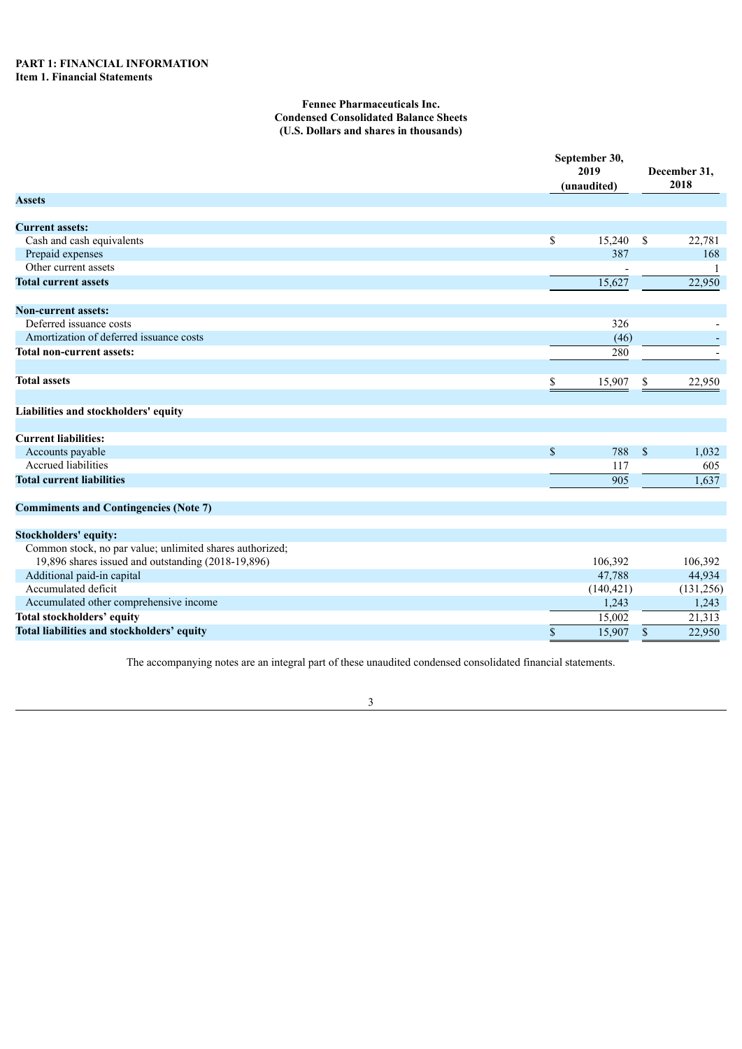**PART 1: FINANCIAL INFORMATION**
**Item 1. Financial Statements**

**Fennec Pharmaceuticals Inc.**
**Condensed Consolidated Balance Sheets**
**(U.S. Dollars and shares in thousands)**

| | September 30, 2019 (unaudited) | December 31, 2018 |
|---|---|---|
| **Assets** | | |
| **Current assets:** | | |
| Cash and cash equivalents | $ 15,240 | $ 22,781 |
| Prepaid expenses | 387 | 168 |
| Other current assets | - | 1 |
| **Total current assets** | 15,627 | 22,950 |
| **Non-current assets:** | | |
| Deferred issuance costs | 326 | - |
| Amortization of deferred issuance costs | (46) | - |
| **Total non-current assets:** | 280 | - |
| **Total assets** | $ 15,907 | $ 22,950 |
| **Liabilities and stockholders' equity** | | |
| **Current liabilities:** | | |
| Accounts payable | $ 788 | $ 1,032 |
| Accrued liabilities | 117 | 605 |
| **Total current liabilities** | 905 | 1,637 |
| **Commiments and Contingencies (Note 7)** | | |
| **Stockholders' equity:** | | |
| Common stock, no par value; unlimited shares authorized; 19,896 shares issued and outstanding (2018-19,896) | 106,392 | 106,392 |
| Additional paid-in capital | 47,788 | 44,934 |
| Accumulated deficit | (140,421) | (131,256) |
| Accumulated other comprehensive income | 1,243 | 1,243 |
| **Total stockholders' equity** | 15,002 | 21,313 |
| **Total liabilities and stockholders' equity** | $ 15,907 | $ 22,950 |

The accompanying notes are an integral part of these unaudited condensed consolidated financial statements.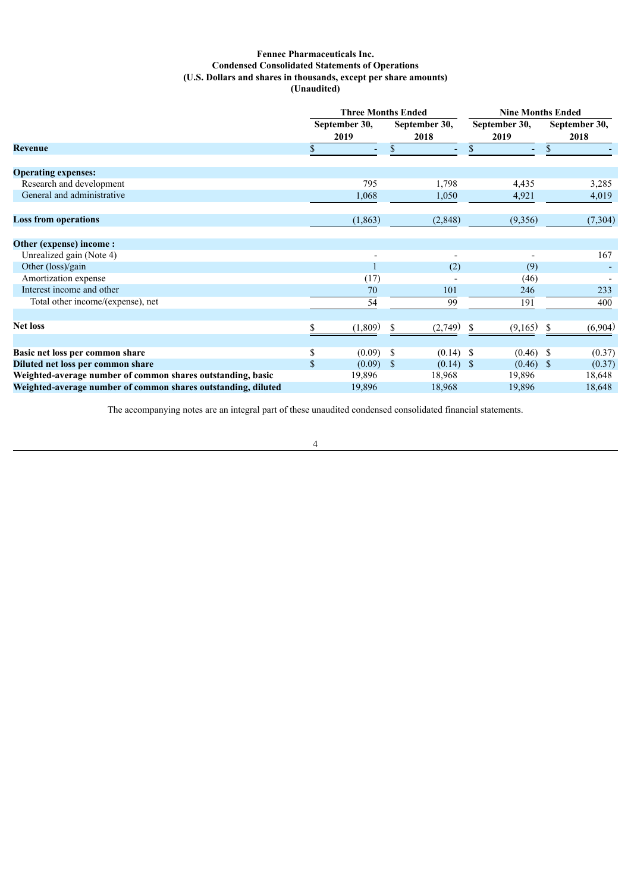**Fennec Pharmaceuticals Inc.**
**Condensed Consolidated Statements of Operations**
**(U.S. Dollars and shares in thousands, except per share amounts)**
**(Unaudited)**

| | Three Months Ended | | Nine Months Ended | |
|---|---|---|---|---|
| | September 30, 2019 | September 30, 2018 | September 30, 2019 | September 30, 2018 |
| **Revenue** | $ - | $ - | $ - | $ - |
| **Operating expenses:** | | | | |
| Research and development | 795 | 1,798 | 4,435 | 3,285 |
| General and administrative | 1,068 | 1,050 | 4,921 | 4,019 |
| **Loss from operations** | (1,863) | (2,848) | (9,356) | (7,304) |
| **Other (expense) income :** | | | | |
| Unrealized gain (Note 4) | - | - | - | 167 |
| Other (loss)/gain | 1 | (2) | (9) | - |
| Amortization expense | (17) | - | (46) | - |
| Interest income and other | 70 | 101 | 246 | 233 |
| Total other income/(expense), net | 54 | 99 | 191 | 400 |
| **Net loss** | $ (1,809) | $ (2,749) | $ (9,165) | $ (6,904) |
| **Basic net loss per common share** | $ (0.09) | $ (0.14) | $ (0.46) | $ (0.37) |
| **Diluted net loss per common share** | $ (0.09) | $ (0.14) | $ (0.46) | $ (0.37) |
| **Weighted-average number of common shares outstanding, basic** | 19,896 | 18,968 | 19,896 | 18,648 |
| **Weighted-average number of common shares outstanding, diluted** | 19,896 | 18,968 | 19,896 | 18,648 |

The accompanying notes are an integral part of these unaudited condensed consolidated financial statements.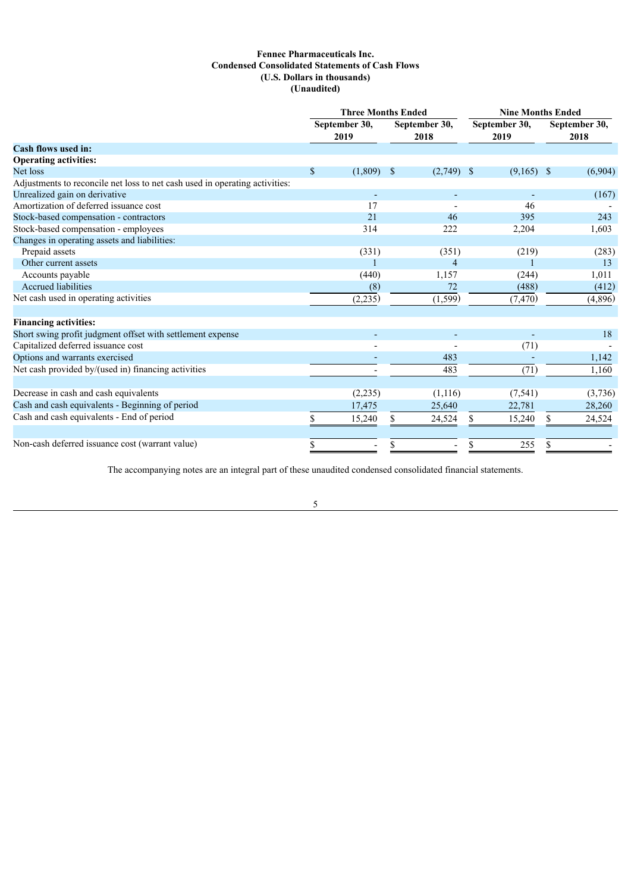**Fennec Pharmaceuticals Inc.**
**Condensed Consolidated Statements of Cash Flows**
**(U.S. Dollars in thousands)**
**(Unaudited)**

| | Three Months Ended | | Nine Months Ended | |
|---|---|---|---|---|
| | September 30, 2019 | September 30, 2018 | September 30, 2019 | September 30, 2018 |
| **Cash flows used in:** | | | | |
| **Operating activities:** | | | | |
| Net loss | $ (1,809) | $ (2,749) | $ (9,165) | $ (6,904) |
| Adjustments to reconcile net loss to net cash used in operating activities: | | | | |
| Unrealized gain on derivative | - | - | - | (167) |
| Amortization of deferred issuance cost | 17 | - | 46 | - |
| Stock-based compensation - contractors | 21 | 46 | 395 | 243 |
| Stock-based compensation - employees | 314 | 222 | 2,204 | 1,603 |
| Changes in operating assets and liabilities: | | | | |
| Prepaid assets | (331) | (351) | (219) | (283) |
| Other current assets | 1 | 4 | 1 | 13 |
| Accounts payable | (440) | 1,157 | (244) | 1,011 |
| Accrued liabilities | (8) | 72 | (488) | (412) |
| Net cash used in operating activities | (2,235) | (1,599) | (7,470) | (4,896) |
| | | | | |
| **Financing activities:** | | | | |
| Short swing profit judgment offset with settlement expense | - | - | - | 18 |
| Capitalized deferred issuance cost | - | - | (71) | - |
| Options and warrants exercised | - | 483 | - | 1,142 |
| Net cash provided by/(used in) financing activities | - | 483 | (71) | 1,160 |
| | | | | |
| Decrease in cash and cash equivalents | (2,235) | (1,116) | (7,541) | (3,736) |
| Cash and cash equivalents - Beginning of period | 17,475 | 25,640 | 22,781 | 28,260 |
| Cash and cash equivalents - End of period | $ 15,240 | $ 24,524 | $ 15,240 | $ 24,524 |
| | | | | |
| Non-cash deferred issuance cost (warrant value) | $ - | $ - | $ 255 | $ - |

The accompanying notes are an integral part of these unaudited condensed consolidated financial statements.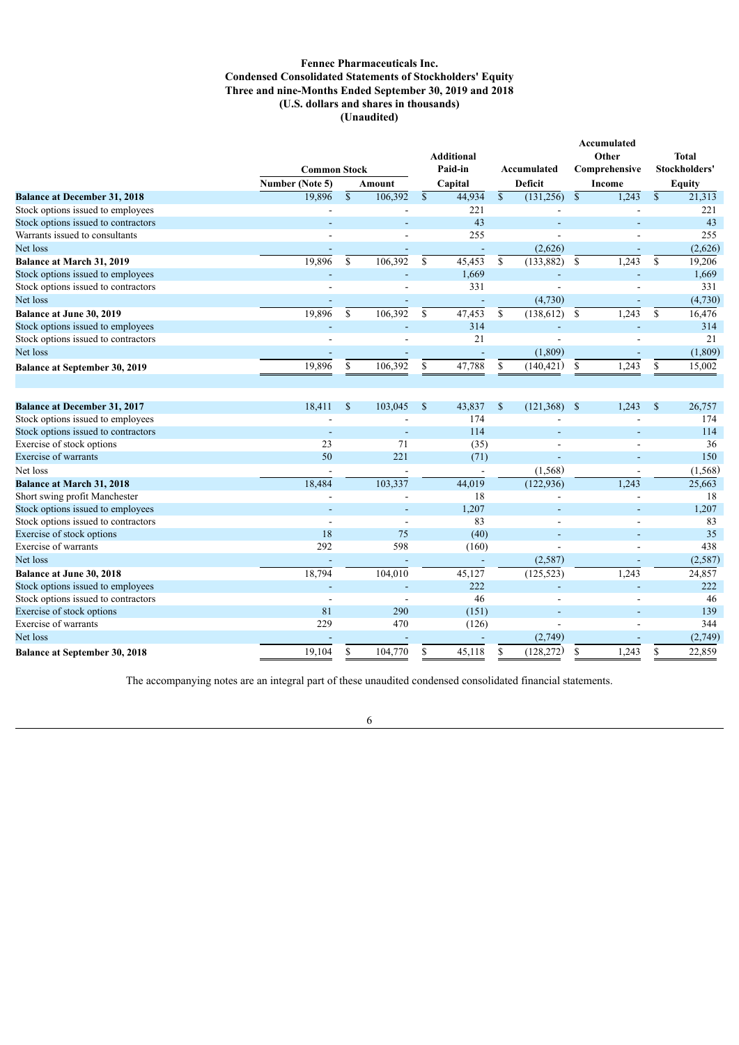# Fennec Pharmaceuticals Inc.
## Condensed Consolidated Statements of Stockholders' Equity
### Three and nine-Months Ended September 30, 2019 and 2018
### (U.S. dollars and shares in thousands)
### (Unaudited)

| | Common Stock | | Additional Paid-in | Accumulated | Accumulated Other Comprehensive | Total Stockholders' |
|---|---|---|---|---|---|---|
| | Number (Note 5) | Amount | Capital | Deficit | Income | Equity |
| **Balance at December 31, 2018** | 19,896 | $ 106,392 | $ 44,934 | $ (131,256) | $ 1,243 | $ 21,313 |
| Stock options issued to employees | - | - | 221 | - | - | 221 |
| Stock options issued to contractors | - | - | 43 | - | - | 43 |
| Warrants issued to consultants | - | - | 255 | - | - | 255 |
| Net loss | - | - | - | (2,626) | - | (2,626) |
| **Balance at March 31, 2019** | 19,896 | $ 106,392 | $ 45,453 | $ (133,882) | $ 1,243 | $ 19,206 |
| Stock options issued to employees | - | - | 1,669 | - | - | 1,669 |
| Stock options issued to contractors | - | - | 331 | - | - | 331 |
| Net loss | - | - | - | (4,730) | - | (4,730) |
| **Balance at June 30, 2019** | 19,896 | $ 106,392 | $ 47,453 | $ (138,612) | $ 1,243 | $ 16,476 |
| Stock options issued to employees | - | - | 314 | - | - | 314 |
| Stock options issued to contractors | - | - | 21 | - | - | 21 |
| Net loss | - | - | - | (1,809) | - | (1,809) |
| **Balance at September 30, 2019** | 19,896 | $ 106,392 | $ 47,788 | $ (140,421) | $ 1,243 | $ 15,002 |
| | | | | | | |
| **Balance at December 31, 2017** | 18,411 | $ 103,045 | $ 43,837 | $ (121,368) | $ 1,243 | $ 26,757 |
| Stock options issued to employees | - | - | 174 | - | - | 174 |
| Stock options issued to contractors | - | - | 114 | - | - | 114 |
| Exercise of stock options | 23 | 71 | (35) | - | - | 36 |
| Exercise of warrants | 50 | 221 | (71) | - | - | 150 |
| Net loss | - | - | - | (1,568) | - | (1,568) |
| **Balance at March 31, 2018** | 18,484 | 103,337 | 44,019 | (122,936) | 1,243 | 25,663 |
| Short swing profit Manchester | - | - | 18 | - | - | 18 |
| Stock options issued to employees | - | - | 1,207 | - | - | 1,207 |
| Stock options issued to contractors | - | - | 83 | - | - | 83 |
| Exercise of stock options | 18 | 75 | (40) | - | - | 35 |
| Exercise of warrants | 292 | 598 | (160) | - | - | 438 |
| Net loss | - | - | - | (2,587) | - | (2,587) |
| **Balance at June 30, 2018** | 18,794 | 104,010 | 45,127 | (125,523) | 1,243 | 24,857 |
| Stock options issued to employees | - | - | 222 | - | - | 222 |
| Stock options issued to contractors | - | - | 46 | - | - | 46 |
| Exercise of stock options | 81 | 290 | (151) | - | - | 139 |
| Exercise of warrants | 229 | 470 | (126) | - | - | 344 |
| Net loss | - | - | - | (2,749) | - | (2,749) |
| **Balance at September 30, 2018** | 19,104 | $ 104,770 | $ 45,118 | $ (128,272) | $ 1,243 | $ 22,859 |

The accompanying notes are an integral part of these unaudited condensed consolidated financial statements.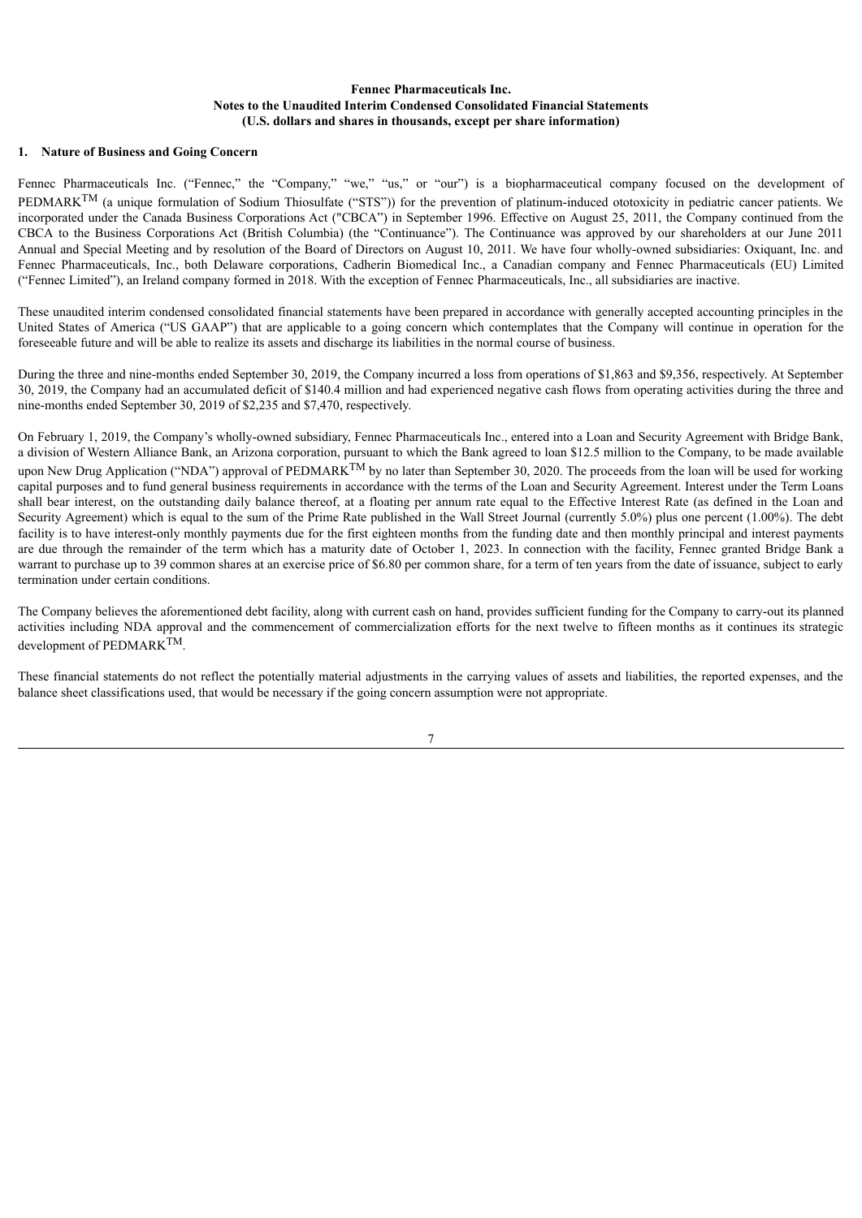**Fennec Pharmaceuticals Inc.**
**Notes to the Unaudited Interim Condensed Consolidated Financial Statements**
**(U.S. dollars and shares in thousands, except per share information)**

## 1. Nature of Business and Going Concern

Fennec Pharmaceuticals Inc. ("Fennec," the "Company," "we," "us," or "our") is a biopharmaceutical company focused on the development of PEDMARK™ (a unique formulation of Sodium Thiosulfate ("STS")) for the prevention of platinum-induced ototoxicity in pediatric cancer patients. We incorporated under the Canada Business Corporations Act ("CBCA") in September 1996. Effective on August 25, 2011, the Company continued from the CBCA to the Business Corporations Act (British Columbia) (the "Continuance"). The Continuance was approved by our shareholders at our June 2011 Annual and Special Meeting and by resolution of the Board of Directors on August 10, 2011. We have four wholly-owned subsidiaries: Oxiquant, Inc. and Fennec Pharmaceuticals, Inc., both Delaware corporations, Cadherin Biomedical Inc., a Canadian company and Fennec Pharmaceuticals (EU) Limited ("Fennec Limited"), an Ireland company formed in 2018. With the exception of Fennec Pharmaceuticals, Inc., all subsidiaries are inactive.

These unaudited interim condensed consolidated financial statements have been prepared in accordance with generally accepted accounting principles in the United States of America ("US GAAP") that are applicable to a going concern which contemplates that the Company will continue in operation for the foreseeable future and will be able to realize its assets and discharge its liabilities in the normal course of business.

During the three and nine-months ended September 30, 2019, the Company incurred a loss from operations of $1,863 and $9,356, respectively. At September 30, 2019, the Company had an accumulated deficit of $140.4 million and had experienced negative cash flows from operating activities during the three and nine-months ended September 30, 2019 of $2,235 and $7,470, respectively.

On February 1, 2019, the Company's wholly-owned subsidiary, Fennec Pharmaceuticals Inc., entered into a Loan and Security Agreement with Bridge Bank, a division of Western Alliance Bank, an Arizona corporation, pursuant to which the Bank agreed to loan $12.5 million to the Company, to be made available upon New Drug Application ("NDA") approval of PEDMARK™ by no later than September 30, 2020. The proceeds from the loan will be used for working capital purposes and to fund general business requirements in accordance with the terms of the Loan and Security Agreement. Interest under the Term Loans shall bear interest, on the outstanding daily balance thereof, at a floating per annum rate equal to the Effective Interest Rate (as defined in the Loan and Security Agreement) which is equal to the sum of the Prime Rate published in the Wall Street Journal (currently 5.0%) plus one percent (1.00%). The debt facility is to have interest-only monthly payments due for the first eighteen months from the funding date and then monthly principal and interest payments are due through the remainder of the term which has a maturity date of October 1, 2023. In connection with the facility, Fennec granted Bridge Bank a warrant to purchase up to 39 common shares at an exercise price of $6.80 per common share, for a term of ten years from the date of issuance, subject to early termination under certain conditions.

The Company believes the aforementioned debt facility, along with current cash on hand, provides sufficient funding for the Company to carry-out its planned activities including NDA approval and the commencement of commercialization efforts for the next twelve to fifteen months as it continues its strategic development of PEDMARK™.

These financial statements do not reflect the potentially material adjustments in the carrying values of assets and liabilities, the reported expenses, and the balance sheet classifications used, that would be necessary if the going concern assumption were not appropriate.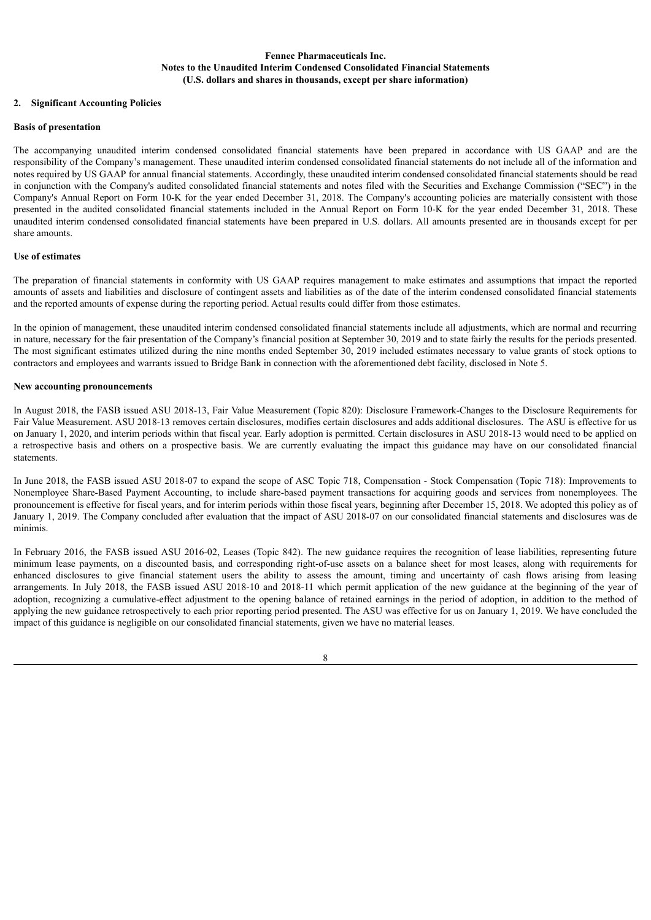**Fennec Pharmaceuticals Inc.**
**Notes to the Unaudited Interim Condensed Consolidated Financial Statements**
**(U.S. dollars and shares in thousands, except per share information)**

## 2. Significant Accounting Policies

### Basis of presentation

The accompanying unaudited interim condensed consolidated financial statements have been prepared in accordance with US GAAP and are the responsibility of the Company's management. These unaudited interim condensed consolidated financial statements do not include all of the information and notes required by US GAAP for annual financial statements. Accordingly, these unaudited interim condensed consolidated financial statements should be read in conjunction with the Company's audited consolidated financial statements and notes filed with the Securities and Exchange Commission ("SEC") in the Company's Annual Report on Form 10-K for the year ended December 31, 2018. The Company's accounting policies are materially consistent with those presented in the audited consolidated financial statements included in the Annual Report on Form 10-K for the year ended December 31, 2018. These unaudited interim condensed consolidated financial statements have been prepared in U.S. dollars. All amounts presented are in thousands except for per share amounts.

### Use of estimates

The preparation of financial statements in conformity with US GAAP requires management to make estimates and assumptions that impact the reported amounts of assets and liabilities and disclosure of contingent assets and liabilities as of the date of the interim condensed consolidated financial statements and the reported amounts of expense during the reporting period. Actual results could differ from those estimates.

In the opinion of management, these unaudited interim condensed consolidated financial statements include all adjustments, which are normal and recurring in nature, necessary for the fair presentation of the Company's financial position at September 30, 2019 and to state fairly the results for the periods presented. The most significant estimates utilized during the nine months ended September 30, 2019 included estimates necessary to value grants of stock options to contractors and employees and warrants issued to Bridge Bank in connection with the aforementioned debt facility, disclosed in Note 5.

### New accounting pronouncements

In August 2018, the FASB issued ASU 2018-13, Fair Value Measurement (Topic 820): Disclosure Framework-Changes to the Disclosure Requirements for Fair Value Measurement. ASU 2018-13 removes certain disclosures, modifies certain disclosures and adds additional disclosures. The ASU is effective for us on January 1, 2020, and interim periods within that fiscal year. Early adoption is permitted. Certain disclosures in ASU 2018-13 would need to be applied on a retrospective basis and others on a prospective basis. We are currently evaluating the impact this guidance may have on our consolidated financial statements.

In June 2018, the FASB issued ASU 2018-07 to expand the scope of ASC Topic 718, Compensation - Stock Compensation (Topic 718): Improvements to Nonemployee Share-Based Payment Accounting, to include share-based payment transactions for acquiring goods and services from nonemployees. The pronouncement is effective for fiscal years, and for interim periods within those fiscal years, beginning after December 15, 2018. We adopted this policy as of January 1, 2019. The Company concluded after evaluation that the impact of ASU 2018-07 on our consolidated financial statements and disclosures was de minimis.

In February 2016, the FASB issued ASU 2016-02, Leases (Topic 842). The new guidance requires the recognition of lease liabilities, representing future minimum lease payments, on a discounted basis, and corresponding right-of-use assets on a balance sheet for most leases, along with requirements for enhanced disclosures to give financial statement users the ability to assess the amount, timing and uncertainty of cash flows arising from leasing arrangements. In July 2018, the FASB issued ASU 2018-10 and 2018-11 which permit application of the new guidance at the beginning of the year of adoption, recognizing a cumulative-effect adjustment to the opening balance of retained earnings in the period of adoption, in addition to the method of applying the new guidance retrospectively to each prior reporting period presented. The ASU was effective for us on January 1, 2019. We have concluded the impact of this guidance is negligible on our consolidated financial statements, given we have no material leases.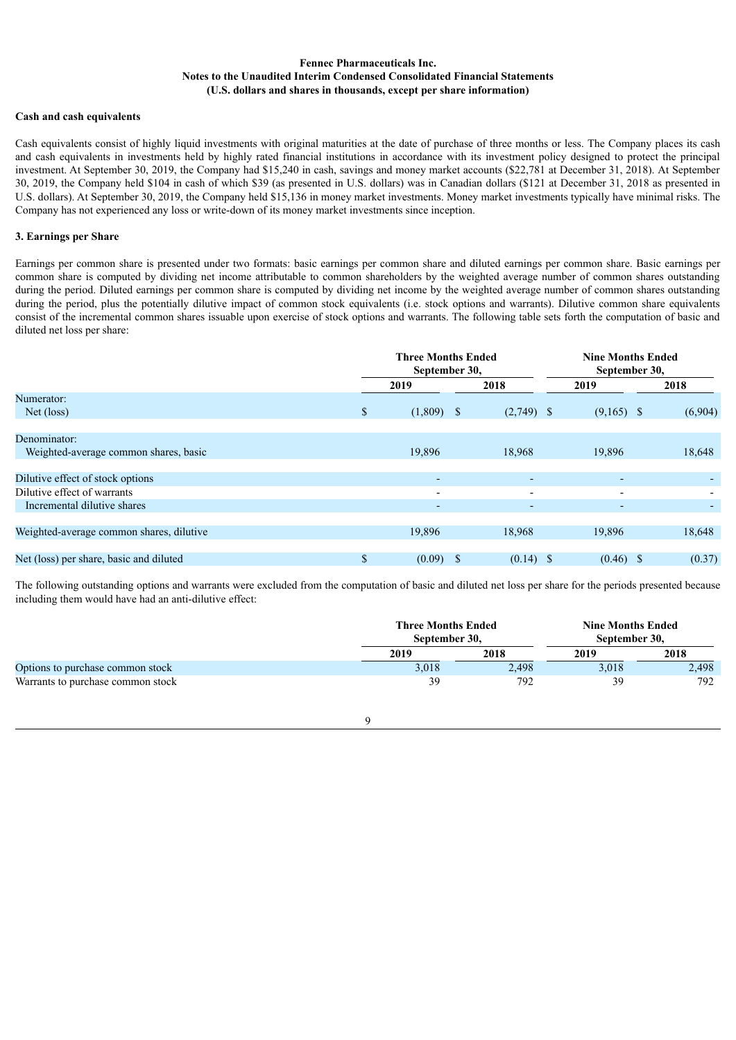**Fennec Pharmaceuticals Inc.**
**Notes to the Unaudited Interim Condensed Consolidated Financial Statements**
**(U.S. dollars and shares in thousands, except per share information)**

**Cash and cash equivalents**

Cash equivalents consist of highly liquid investments with original maturities at the date of purchase of three months or less. The Company places its cash and cash equivalents in investments held by highly rated financial institutions in accordance with its investment policy designed to protect the principal investment. At September 30, 2019, the Company had $15,240 in cash, savings and money market accounts ($22,781 at December 31, 2018). At September 30, 2019, the Company held $104 in cash of which $39 (as presented in U.S. dollars) was in Canadian dollars ($121 at December 31, 2018 as presented in U.S. dollars). At September 30, 2019, the Company held $15,136 in money market investments. Money market investments typically have minimal risks. The Company has not experienced any loss or write-down of its money market investments since inception.

**3. Earnings per Share**

Earnings per common share is presented under two formats: basic earnings per common share and diluted earnings per common share. Basic earnings per common share is computed by dividing net income attributable to common shareholders by the weighted average number of common shares outstanding during the period. Diluted earnings per common share is computed by dividing net income by the weighted average number of common shares outstanding during the period, plus the potentially dilutive impact of common stock equivalents (i.e. stock options and warrants). Dilutive common share equivalents consist of the incremental common shares issuable upon exercise of stock options and warrants. The following table sets forth the computation of basic and diluted net loss per share:

| | Three Months Ended September 30, | | Nine Months Ended September 30, | |
|---|---|---|---|---|
| | 2019 | 2018 | 2019 | 2018 |
| Numerator: | | | | |
| Net (loss) | $ (1,809) | $ (2,749) | $ (9,165) | $ (6,904) |
| Denominator: | | | | |
| Weighted-average common shares, basic | 19,896 | 18,968 | 19,896 | 18,648 |
| Dilutive effect of stock options | - | - | - | - |
| Dilutive effect of warrants | - | - | - | - |
| Incremental dilutive shares | - | - | - | - |
| Weighted-average common shares, dilutive | 19,896 | 18,968 | 19,896 | 18,648 |
| Net (loss) per share, basic and diluted | $ (0.09) | $ (0.14) | $ (0.46) | $ (0.37) |

The following outstanding options and warrants were excluded from the computation of basic and diluted net loss per share for the periods presented because including them would have had an anti-dilutive effect:

| | Three Months Ended September 30, | | Nine Months Ended September 30, | |
|---|---|---|---|---|
| | 2019 | 2018 | 2019 | 2018 |
| Options to purchase common stock | 3,018 | 2,498 | 3,018 | 2,498 |
| Warrants to purchase common stock | 39 | 792 | 39 | 792 |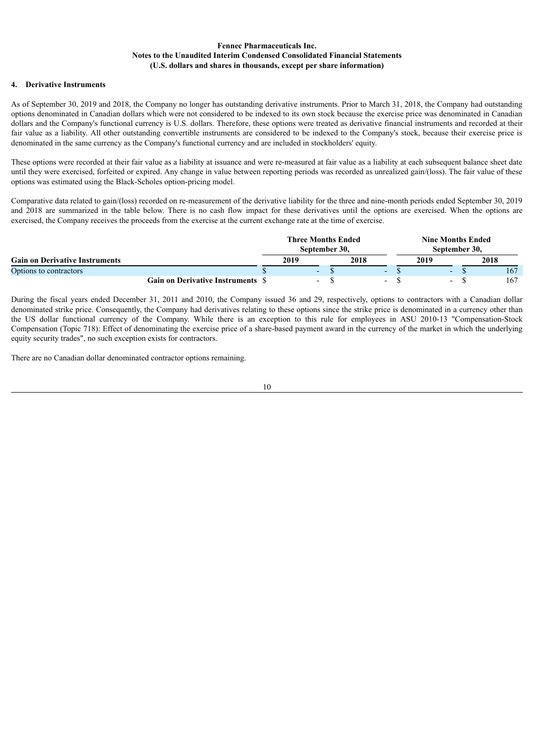## 4. Derivative Instruments

As of September 30, 2019 and 2018, the Company no longer has outstanding derivative instruments. Prior to March 31, 2018, the Company had outstanding options denominated in Canadian dollars which were not considered to be indexed to its own stock because the exercise price was denominated in Canadian dollars and the Company's functional currency is U.S. dollars. Therefore, these options were treated as derivative financial instruments and recorded at their fair value as a liability. All other outstanding convertible instruments are considered to be indexed to the Company's stock, because their exercise price is denominated in the same currency as the Company's functional currency and are included in stockholders' equity.

These options were recorded at their fair value as a liability at issuance and were re-measured at fair value as a liability at each subsequent balance sheet date until they were exercised, forfeited or expired. Any change in value between reporting periods was recorded as unrealized gain/(loss). The fair value of these options was estimated using the Black-Scholes option-pricing model.

Comparative data related to gain/(loss) recorded on re-measurement of the derivative liability for the three and nine-month periods ended September 30, 2019 and 2018 are summarized in the table below. There is no cash flow impact for these derivatives until the options are exercised. When the options are exercised, the Company receives the proceeds from the exercise at the current exchange rate at the time of exercise.

| | Three Months Ended September 30, | | Nine Months Ended September 30, | |
|---|---|---|---|---|
| **Gain on Derivative Instruments** | **2019** | **2018** | **2019** | **2018** |
| Options to contractors | $ - | $ - | $ - | $ 167 |
| **Gain on Derivative Instruments** | $ - | $ - | $ - | $ 167 |

During the fiscal years ended December 31, 2011 and 2010, the Company issued 36 and 29, respectively, options to contractors with a Canadian dollar denominated strike price. Consequently, the Company had derivatives relating to these options since the strike price is denominated in a currency other than the US dollar functional currency of the Company. While there is an exception to this rule for employees in ASU 2010-13 "Compensation-Stock Compensation (Topic 718): Effect of denominating the exercise price of a share-based payment award in the currency of the market in which the underlying equity security trades", no such exception exists for contractors.

There are no Canadian dollar denominated contractor options remaining.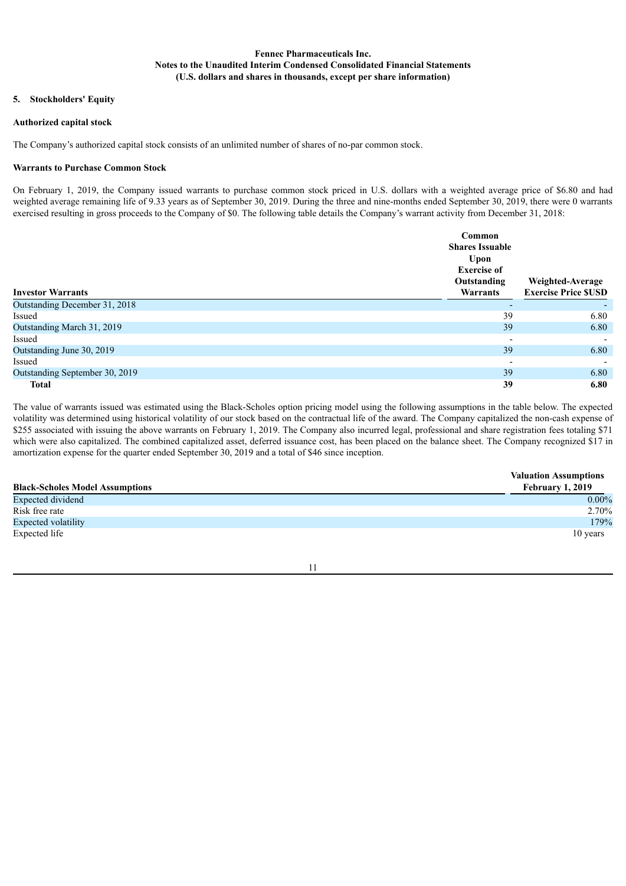**Fennec Pharmaceuticals Inc.**
**Notes to the Unaudited Interim Condensed Consolidated Financial Statements**
**(U.S. dollars and shares in thousands, except per share information)**

## 5. Stockholders' Equity

### Authorized capital stock

The Company's authorized capital stock consists of an unlimited number of shares of no-par common stock.

### Warrants to Purchase Common Stock

On February 1, 2019, the Company issued warrants to purchase common stock priced in U.S. dollars with a weighted average price of $6.80 and had weighted average remaining life of 9.33 years as of September 30, 2019. During the three and nine-months ended September 30, 2019, there were 0 warrants exercised resulting in gross proceeds to the Company of $0. The following table details the Company's warrant activity from December 31, 2018:

| Investor Warrants | Common Shares Issuable Upon Exercise of Outstanding Warrants | Weighted-Average Exercise Price $USD |
|---|---|---|
| Outstanding December 31, 2018 | - | - |
| Issued | 39 | 6.80 |
| Outstanding March 31, 2019 | 39 | 6.80 |
| Issued | - | - |
| Outstanding June 30, 2019 | 39 | 6.80 |
| Issued | - | - |
| Outstanding September 30, 2019 | 39 | 6.80 |
| **Total** | **39** | **6.80** |

The value of warrants issued was estimated using the Black-Scholes option pricing model using the following assumptions in the table below. The expected volatility was determined using historical volatility of our stock based on the contractual life of the award. The Company capitalized the non-cash expense of $255 associated with issuing the above warrants on February 1, 2019. The Company also incurred legal, professional and share registration fees totaling $71 which were also capitalized. The combined capitalized asset, deferred issuance cost, has been placed on the balance sheet. The Company recognized $17 in amortization expense for the quarter ended September 30, 2019 and a total of $46 since inception.

| Black-Scholes Model Assumptions | Valuation Assumptions February 1, 2019 |
|---|---|
| Expected dividend | 0.00% |
| Risk free rate | 2.70% |
| Expected volatility | 179% |
| Expected life | 10 years |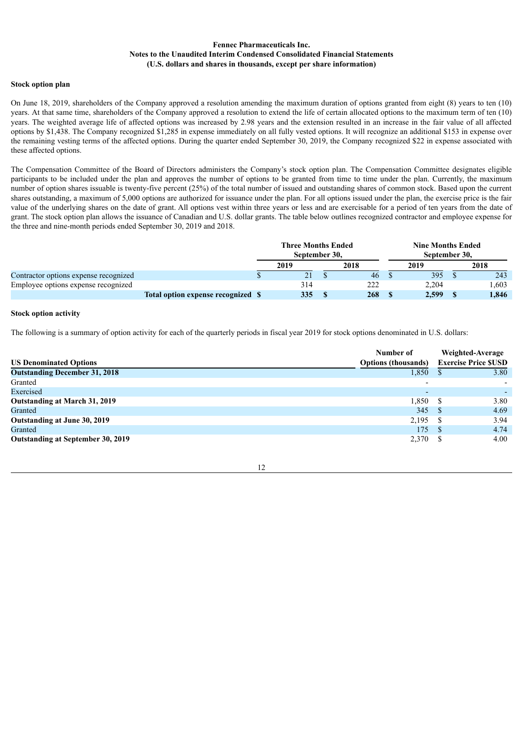**Fennec Pharmaceuticals Inc.**
**Notes to the Unaudited Interim Condensed Consolidated Financial Statements**
**(U.S. dollars and shares in thousands, except per share information)**

**Stock option plan**

On June 18, 2019, shareholders of the Company approved a resolution amending the maximum duration of options granted from eight (8) years to ten (10) years. At that same time, shareholders of the Company approved a resolution to extend the life of certain allocated options to the maximum term of ten (10) years. The weighted average life of affected options was increased by 2.98 years and the extension resulted in an increase in the fair value of all affected options by $1,438. The Company recognized $1,285 in expense immediately on all fully vested options. It will recognize an additional $153 in expense over the remaining vesting terms of the affected options. During the quarter ended September 30, 2019, the Company recognized $22 in expense associated with these affected options.

The Compensation Committee of the Board of Directors administers the Company's stock option plan. The Compensation Committee designates eligible participants to be included under the plan and approves the number of options to be granted from time to time under the plan. Currently, the maximum number of option shares issuable is twenty-five percent (25%) of the total number of issued and outstanding shares of common stock. Based upon the current shares outstanding, a maximum of 5,000 options are authorized for issuance under the plan. For all options issued under the plan, the exercise price is the fair value of the underlying shares on the date of grant. All options vest within three years or less and are exercisable for a period of ten years from the date of grant. The stock option plan allows the issuance of Canadian and U.S. dollar grants. The table below outlines recognized contractor and employee expense for the three and nine-month periods ended September 30, 2019 and 2018.

| | Three Months Ended September 30, | | Nine Months Ended September 30, | |
|---|---|---|---|---|
| | 2019 | 2018 | 2019 | 2018 |
| Contractor options expense recognized | $ 21 | $ 46 | $ 395 | $ 243 |
| Employee options expense recognized | 314 | 222 | 2,204 | 1,603 |
| **Total option expense recognized** | **$ 335** | **$ 268** | **$ 2,599** | **$ 1,846** |

**Stock option activity**

The following is a summary of option activity for each of the quarterly periods in fiscal year 2019 for stock options denominated in U.S. dollars:

| **US Denominated Options** | **Number of Options (thousands)** | **Weighted-Average Exercise Price $USD** |
|---|---|---|
| **Outstanding December 31, 2018** | 1,850 | $ 3.80 |
| Granted | - | - |
| Exercised | - | - |
| **Outstanding at March 31, 2019** | 1,850 | $ 3.80 |
| Granted | 345 | $ 4.69 |
| **Outstanding at June 30, 2019** | 2,195 | $ 3.94 |
| Granted | 175 | $ 4.74 |
| **Outstanding at September 30, 2019** | 2,370 | $ 4.00 |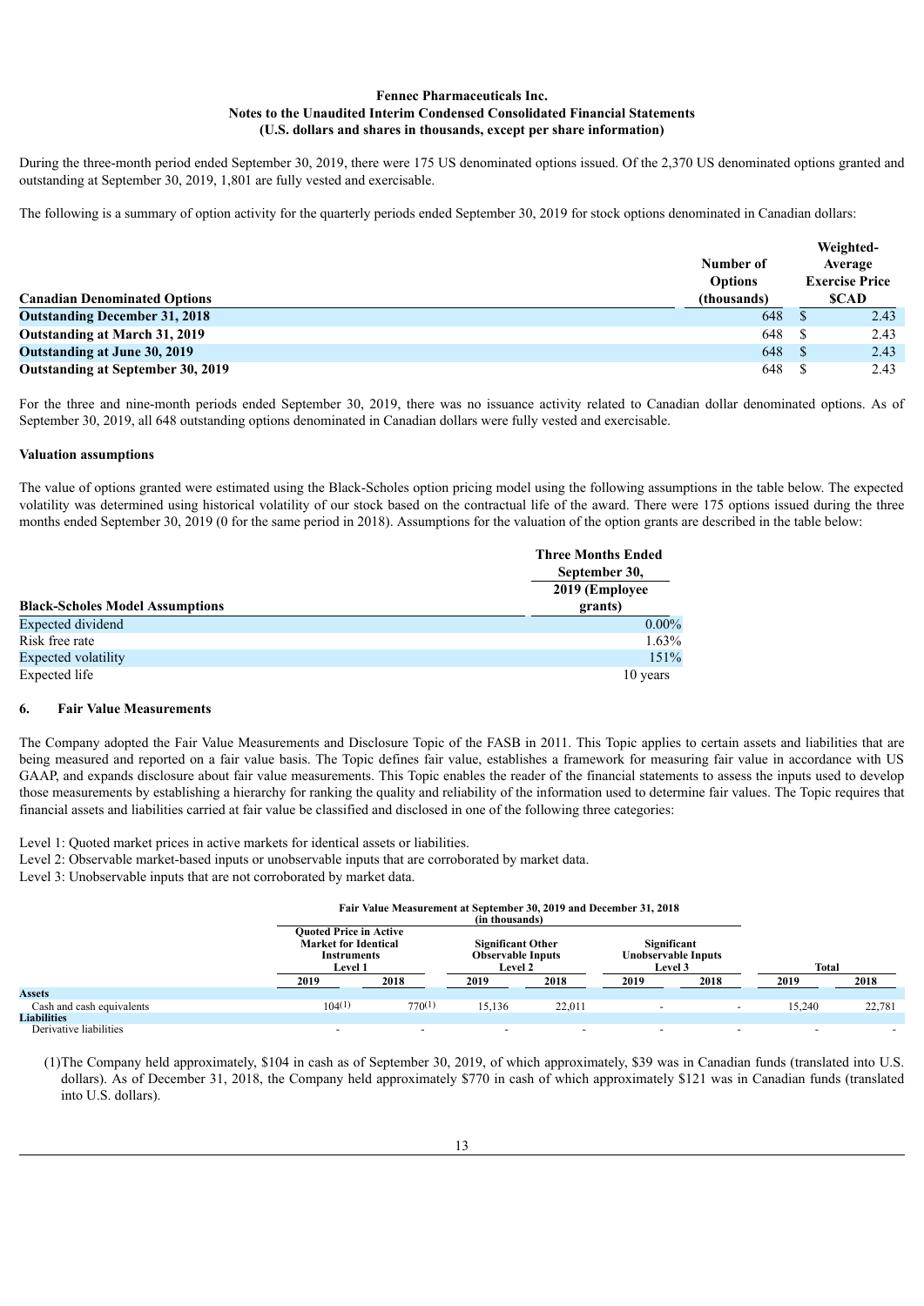**Fennec Pharmaceuticals Inc.**
**Notes to the Unaudited Interim Condensed Consolidated Financial Statements**
**(U.S. dollars and shares in thousands, except per share information)**

During the three-month period ended September 30, 2019, there were 175 US denominated options issued. Of the 2,370 US denominated options granted and outstanding at September 30, 2019, 1,801 are fully vested and exercisable.

The following is a summary of option activity for the quarterly periods ended September 30, 2019 for stock options denominated in Canadian dollars:

| Canadian Denominated Options | Number of Options (thousands) | Weighted-Average Exercise Price $CAD |
|---|---|---|
| **Outstanding December 31, 2018** | 648 | $ 2.43 |
| **Outstanding at March 31, 2019** | 648 | $ 2.43 |
| **Outstanding at June 30, 2019** | 648 | $ 2.43 |
| **Outstanding at September 30, 2019** | 648 | $ 2.43 |

For the three and nine-month periods ended September 30, 2019, there was no issuance activity related to Canadian dollar denominated options. As of September 30, 2019, all 648 outstanding options denominated in Canadian dollars were fully vested and exercisable.

**Valuation assumptions**

The value of options granted were estimated using the Black-Scholes option pricing model using the following assumptions in the table below. The expected volatility was determined using historical volatility of our stock based on the contractual life of the award. There were 175 options issued during the three months ended September 30, 2019 (0 for the same period in 2018). Assumptions for the valuation of the option grants are described in the table below:

| Black-Scholes Model Assumptions | Three Months Ended September 30, 2019 (Employee grants) |
|---|---|
| Expected dividend | 0.00% |
| Risk free rate | 1.63% |
| Expected volatility | 151% |
| Expected life | 10 years |

## 6. Fair Value Measurements

The Company adopted the Fair Value Measurements and Disclosure Topic of the FASB in 2011. This Topic applies to certain assets and liabilities that are being measured and reported on a fair value basis. The Topic defines fair value, establishes a framework for measuring fair value in accordance with US GAAP, and expands disclosure about fair value measurements. This Topic enables the reader of the financial statements to assess the inputs used to develop those measurements by establishing a hierarchy for ranking the quality and reliability of the information used to determine fair values. The Topic requires that financial assets and liabilities carried at fair value be classified and disclosed in one of the following three categories:

Level 1: Quoted market prices in active markets for identical assets or liabilities.
Level 2: Observable market-based inputs or unobservable inputs that are corroborated by market data.
Level 3: Unobservable inputs that are not corroborated by market data.

**Fair Value Measurement at September 30, 2019 and December 31, 2018 (in thousands)**

| | Quoted Price in Active Market for Identical Instruments Level 1 | | Significant Other Observable Inputs Level 2 | | Significant Unobservable Inputs Level 3 | | Total | |
|---|---|---|---|---|---|---|---|---|
| | 2019 | 2018 | 2019 | 2018 | 2019 | 2018 | 2019 | 2018 |
| **Assets** | | | | | | | | |
| Cash and cash equivalents | 104(1) | 770(1) | 15,136 | 22,011 | - | - | 15,240 | 22,781 |
| **Liabilities** | | | | | | | | |
| Derivative liabilities | - | - | - | - | - | - | - | - |

(1)The Company held approximately, $104 in cash as of September 30, 2019, of which approximately, $39 was in Canadian funds (translated into U.S. dollars). As of December 31, 2018, the Company held approximately $770 in cash of which approximately $121 was in Canadian funds (translated into U.S. dollars).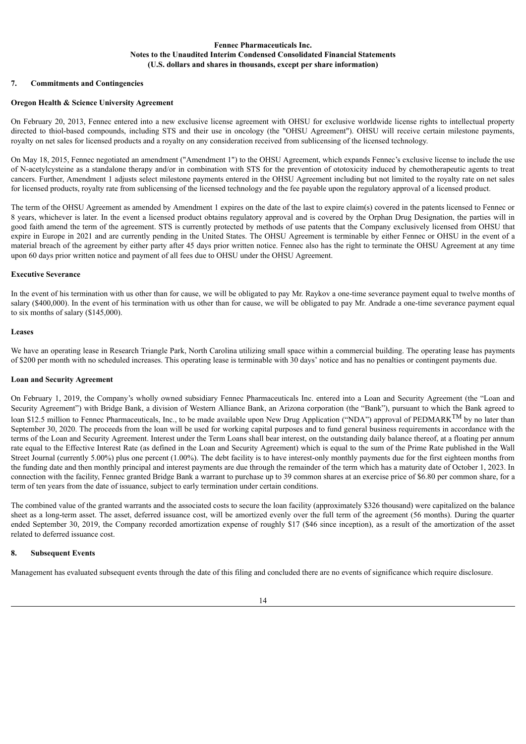**Fennec Pharmaceuticals Inc.**
**Notes to the Unaudited Interim Condensed Consolidated Financial Statements**
**(U.S. dollars and shares in thousands, except per share information)**

## 7. Commitments and Contingencies

### Oregon Health & Science University Agreement

On February 20, 2013, Fennec entered into a new exclusive license agreement with OHSU for exclusive worldwide license rights to intellectual property directed to thiol-based compounds, including STS and their use in oncology (the "OHSU Agreement"). OHSU will receive certain milestone payments, royalty on net sales for licensed products and a royalty on any consideration received from sublicensing of the licensed technology.

On May 18, 2015, Fennec negotiated an amendment ("Amendment 1") to the OHSU Agreement, which expands Fennec's exclusive license to include the use of N-acetylcysteine as a standalone therapy and/or in combination with STS for the prevention of ototoxicity induced by chemotherapeutic agents to treat cancers. Further, Amendment 1 adjusts select milestone payments entered in the OHSU Agreement including but not limited to the royalty rate on net sales for licensed products, royalty rate from sublicensing of the licensed technology and the fee payable upon the regulatory approval of a licensed product.

The term of the OHSU Agreement as amended by Amendment 1 expires on the date of the last to expire claim(s) covered in the patents licensed to Fennec or 8 years, whichever is later. In the event a licensed product obtains regulatory approval and is covered by the Orphan Drug Designation, the parties will in good faith amend the term of the agreement. STS is currently protected by methods of use patents that the Company exclusively licensed from OHSU that expire in Europe in 2021 and are currently pending in the United States. The OHSU Agreement is terminable by either Fennec or OHSU in the event of a material breach of the agreement by either party after 45 days prior written notice. Fennec also has the right to terminate the OHSU Agreement at any time upon 60 days prior written notice and payment of all fees due to OHSU under the OHSU Agreement.

### Executive Severance

In the event of his termination with us other than for cause, we will be obligated to pay Mr. Raykov a one-time severance payment equal to twelve months of salary ($400,000). In the event of his termination with us other than for cause, we will be obligated to pay Mr. Andrade a one-time severance payment equal to six months of salary ($145,000).

### Leases

We have an operating lease in Research Triangle Park, North Carolina utilizing small space within a commercial building. The operating lease has payments of $200 per month with no scheduled increases. This operating lease is terminable with 30 days' notice and has no penalties or contingent payments due.

### Loan and Security Agreement

On February 1, 2019, the Company's wholly owned subsidiary Fennec Pharmaceuticals Inc. entered into a Loan and Security Agreement (the "Loan and Security Agreement") with Bridge Bank, a division of Western Alliance Bank, an Arizona corporation (the "Bank"), pursuant to which the Bank agreed to loan $12.5 million to Fennec Pharmaceuticals, Inc., to be made available upon New Drug Application ("NDA") approval of PEDMARK™ by no later than September 30, 2020. The proceeds from the loan will be used for working capital purposes and to fund general business requirements in accordance with the terms of the Loan and Security Agreement. Interest under the Term Loans shall bear interest, on the outstanding daily balance thereof, at a floating per annum rate equal to the Effective Interest Rate (as defined in the Loan and Security Agreement) which is equal to the sum of the Prime Rate published in the Wall Street Journal (currently 5.00%) plus one percent (1.00%). The debt facility is to have interest-only monthly payments due for the first eighteen months from the funding date and then monthly principal and interest payments are due through the remainder of the term which has a maturity date of October 1, 2023. In connection with the facility, Fennec granted Bridge Bank a warrant to purchase up to 39 common shares at an exercise price of $6.80 per common share, for a term of ten years from the date of issuance, subject to early termination under certain conditions.

The combined value of the granted warrants and the associated costs to secure the loan facility (approximately $326 thousand) were capitalized on the balance sheet as a long-term asset. The asset, deferred issuance cost, will be amortized evenly over the full term of the agreement (56 months). During the quarter ended September 30, 2019, the Company recorded amortization expense of roughly $17 ($46 since inception), as a result of the amortization of the asset related to deferred issuance cost.

## 8. Subsequent Events

Management has evaluated subsequent events through the date of this filing and concluded there are no events of significance which require disclosure.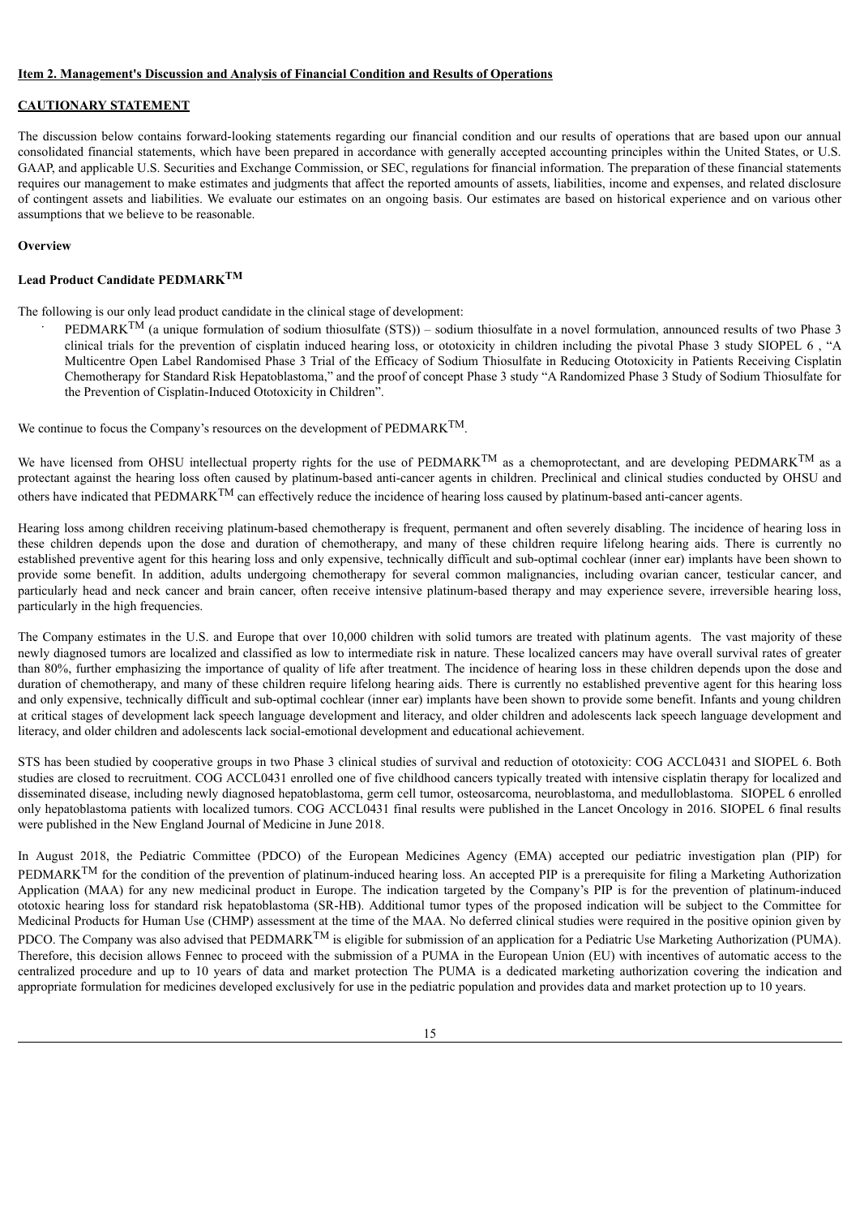**Item 2. Management's Discussion and Analysis of Financial Condition and Results of Operations**

**CAUTIONARY STATEMENT**

The discussion below contains forward-looking statements regarding our financial condition and our results of operations that are based upon our annual consolidated financial statements, which have been prepared in accordance with generally accepted accounting principles within the United States, or U.S. GAAP, and applicable U.S. Securities and Exchange Commission, or SEC, regulations for financial information. The preparation of these financial statements requires our management to make estimates and judgments that affect the reported amounts of assets, liabilities, income and expenses, and related disclosure of contingent assets and liabilities. We evaluate our estimates on an ongoing basis. Our estimates are based on historical experience and on various other assumptions that we believe to be reasonable.

**Overview**

**Lead Product Candidate PEDMARK™**

The following is our only lead product candidate in the clinical stage of development:

- PEDMARK™ (a unique formulation of sodium thiosulfate (STS)) – sodium thiosulfate in a novel formulation, announced results of two Phase 3 clinical trials for the prevention of cisplatin induced hearing loss, or ototoxicity in children including the pivotal Phase 3 study SIOPEL 6 , "A Multicentre Open Label Randomised Phase 3 Trial of the Efficacy of Sodium Thiosulfate in Reducing Ototoxicity in Patients Receiving Cisplatin Chemotherapy for Standard Risk Hepatoblastoma," and the proof of concept Phase 3 study "A Randomized Phase 3 Study of Sodium Thiosulfate for the Prevention of Cisplatin-Induced Ototoxicity in Children".

We continue to focus the Company's resources on the development of PEDMARK™.

We have licensed from OHSU intellectual property rights for the use of PEDMARK™ as a chemoprotectant, and are developing PEDMARK™ as a protectant against the hearing loss often caused by platinum-based anti-cancer agents in children. Preclinical and clinical studies conducted by OHSU and others have indicated that PEDMARK™ can effectively reduce the incidence of hearing loss caused by platinum-based anti-cancer agents.

Hearing loss among children receiving platinum-based chemotherapy is frequent, permanent and often severely disabling. The incidence of hearing loss in these children depends upon the dose and duration of chemotherapy, and many of these children require lifelong hearing aids. There is currently no established preventive agent for this hearing loss and only expensive, technically difficult and sub-optimal cochlear (inner ear) implants have been shown to provide some benefit. In addition, adults undergoing chemotherapy for several common malignancies, including ovarian cancer, testicular cancer, and particularly head and neck cancer and brain cancer, often receive intensive platinum-based therapy and may experience severe, irreversible hearing loss, particularly in the high frequencies.

The Company estimates in the U.S. and Europe that over 10,000 children with solid tumors are treated with platinum agents. The vast majority of these newly diagnosed tumors are localized and classified as low to intermediate risk in nature. These localized cancers may have overall survival rates of greater than 80%, further emphasizing the importance of quality of life after treatment. The incidence of hearing loss in these children depends upon the dose and duration of chemotherapy, and many of these children require lifelong hearing aids. There is currently no established preventive agent for this hearing loss and only expensive, technically difficult and sub-optimal cochlear (inner ear) implants have been shown to provide some benefit. Infants and young children at critical stages of development lack speech language development and literacy, and older children and adolescents lack speech language development and literacy, and older children and adolescents lack social-emotional development and educational achievement.

STS has been studied by cooperative groups in two Phase 3 clinical studies of survival and reduction of ototoxicity: COG ACCL0431 and SIOPEL 6. Both studies are closed to recruitment. COG ACCL0431 enrolled one of five childhood cancers typically treated with intensive cisplatin therapy for localized and disseminated disease, including newly diagnosed hepatoblastoma, germ cell tumor, osteosarcoma, neuroblastoma, and medulloblastoma. SIOPEL 6 enrolled only hepatoblastoma patients with localized tumors. COG ACCL0431 final results were published in the Lancet Oncology in 2016. SIOPEL 6 final results were published in the New England Journal of Medicine in June 2018.

In August 2018, the Pediatric Committee (PDCO) of the European Medicines Agency (EMA) accepted our pediatric investigation plan (PIP) for PEDMARK™ for the condition of the prevention of platinum-induced hearing loss. An accepted PIP is a prerequisite for filing a Marketing Authorization Application (MAA) for any new medicinal product in Europe. The indication targeted by the Company's PIP is for the prevention of platinum-induced ototoxic hearing loss for standard risk hepatoblastoma (SR-HB). Additional tumor types of the proposed indication will be subject to the Committee for Medicinal Products for Human Use (CHMP) assessment at the time of the MAA. No deferred clinical studies were required in the positive opinion given by PDCO. The Company was also advised that PEDMARK™ is eligible for submission of an application for a Pediatric Use Marketing Authorization (PUMA). Therefore, this decision allows Fennec to proceed with the submission of a PUMA in the European Union (EU) with incentives of automatic access to the centralized procedure and up to 10 years of data and market protection The PUMA is a dedicated marketing authorization covering the indication and appropriate formulation for medicines developed exclusively for use in the pediatric population and provides data and market protection up to 10 years.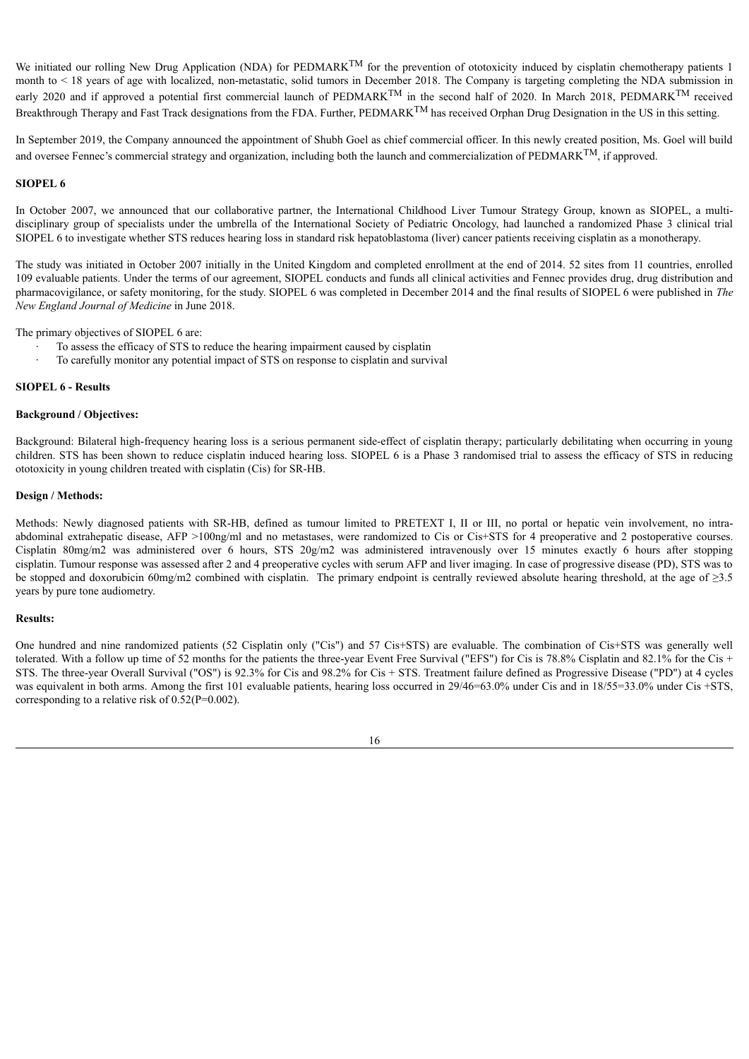We initiated our rolling New Drug Application (NDA) for PEDMARK™ for the prevention of ototoxicity induced by cisplatin chemotherapy patients 1 month to < 18 years of age with localized, non-metastatic, solid tumors in December 2018. The Company is targeting completing the NDA submission in early 2020 and if approved a potential first commercial launch of PEDMARK™ in the second half of 2020. In March 2018, PEDMARK™ received Breakthrough Therapy and Fast Track designations from the FDA. Further, PEDMARK™ has received Orphan Drug Designation in the US in this setting.

In September 2019, the Company announced the appointment of Shubh Goel as chief commercial officer. In this newly created position, Ms. Goel will build and oversee Fennec's commercial strategy and organization, including both the launch and commercialization of PEDMARK™, if approved.

**SIOPEL 6**

In October 2007, we announced that our collaborative partner, the International Childhood Liver Tumour Strategy Group, known as SIOPEL, a multi-disciplinary group of specialists under the umbrella of the International Society of Pediatric Oncology, had launched a randomized Phase 3 clinical trial SIOPEL 6 to investigate whether STS reduces hearing loss in standard risk hepatoblastoma (liver) cancer patients receiving cisplatin as a monotherapy.

The study was initiated in October 2007 initially in the United Kingdom and completed enrollment at the end of 2014. 52 sites from 11 countries, enrolled 109 evaluable patients. Under the terms of our agreement, SIOPEL conducts and funds all clinical activities and Fennec provides drug, drug distribution and pharmacovigilance, or safety monitoring, for the study. SIOPEL 6 was completed in December 2014 and the final results of SIOPEL 6 were published in *The New England Journal of Medicine* in June 2018.

The primary objectives of SIOPEL 6 are:

- To assess the efficacy of STS to reduce the hearing impairment caused by cisplatin
- To carefully monitor any potential impact of STS on response to cisplatin and survival

**SIOPEL 6 - Results**

**Background / Objectives:**

Background: Bilateral high-frequency hearing loss is a serious permanent side-effect of cisplatin therapy; particularly debilitating when occurring in young children. STS has been shown to reduce cisplatin induced hearing loss. SIOPEL 6 is a Phase 3 randomised trial to assess the efficacy of STS in reducing ototoxicity in young children treated with cisplatin (Cis) for SR-HB.

**Design / Methods:**

Methods: Newly diagnosed patients with SR-HB, defined as tumour limited to PRETEXT I, II or III, no portal or hepatic vein involvement, no intra-abdominal extrahepatic disease, AFP >100ng/ml and no metastases, were randomized to Cis or Cis+STS for 4 preoperative and 2 postoperative courses. Cisplatin 80mg/m2 was administered over 6 hours, STS 20g/m2 was administered intravenously over 15 minutes exactly 6 hours after stopping cisplatin. Tumour response was assessed after 2 and 4 preoperative cycles with serum AFP and liver imaging. In case of progressive disease (PD), STS was to be stopped and doxorubicin 60mg/m2 combined with cisplatin. The primary endpoint is centrally reviewed absolute hearing threshold, at the age of ≥3.5 years by pure tone audiometry.

**Results:**

One hundred and nine randomized patients (52 Cisplatin only ("Cis") and 57 Cis+STS) are evaluable. The combination of Cis+STS was generally well tolerated. With a follow up time of 52 months for the patients the three-year Event Free Survival ("EFS") for Cis is 78.8% Cisplatin and 82.1% for the Cis + STS. The three-year Overall Survival ("OS") is 92.3% for Cis and 98.2% for Cis + STS. Treatment failure defined as Progressive Disease ("PD") at 4 cycles was equivalent in both arms. Among the first 101 evaluable patients, hearing loss occurred in 29/46=63.0% under Cis and in 18/55=33.0% under Cis +STS, corresponding to a relative risk of 0.52(P=0.002).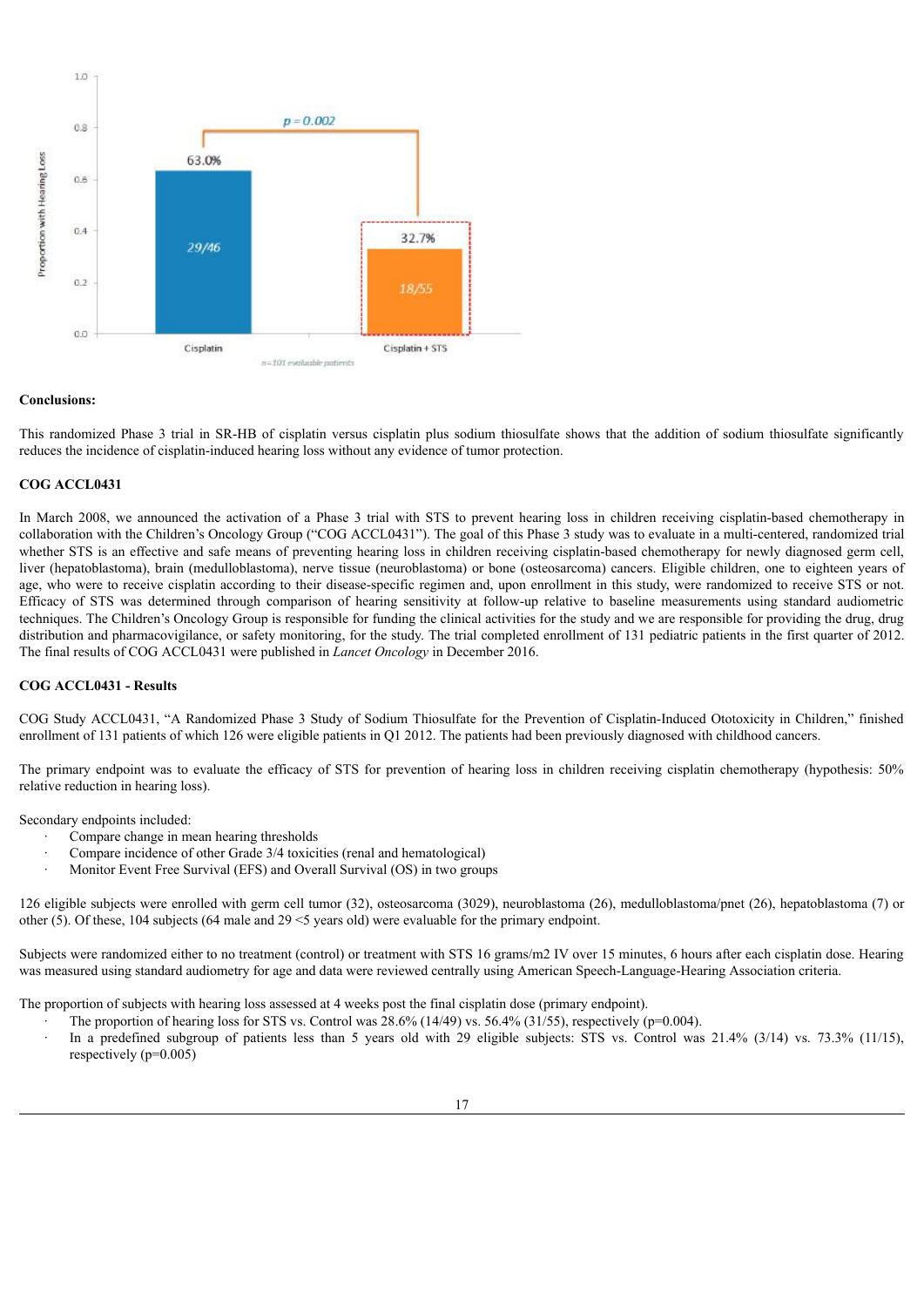**Conclusions:**

This randomized Phase 3 trial in SR-HB of cisplatin versus cisplatin plus sodium thiosulfate shows that the addition of sodium thiosulfate significantly reduces the incidence of cisplatin-induced hearing loss without any evidence of tumor protection.

**COG ACCL0431**

In March 2008, we announced the activation of a Phase 3 trial with STS to prevent hearing loss in children receiving cisplatin-based chemotherapy in collaboration with the Children's Oncology Group ("COG ACCL0431"). The goal of this Phase 3 study was to evaluate in a multi-centered, randomized trial whether STS is an effective and safe means of preventing hearing loss in children receiving cisplatin-based chemotherapy for newly diagnosed germ cell, liver (hepatoblastoma), brain (medulloblastoma), nerve tissue (neuroblastoma) or bone (osteosarcoma) cancers. Eligible children, one to eighteen years of age, who were to receive cisplatin according to their disease-specific regimen and, upon enrollment in this study, were randomized to receive STS or not. Efficacy of STS was determined through comparison of hearing sensitivity at follow-up relative to baseline measurements using standard audiometric techniques. The Children's Oncology Group is responsible for funding the clinical activities for the study and we are responsible for providing the drug, drug distribution and pharmacovigilance, or safety monitoring, for the study. The trial completed enrollment of 131 pediatric patients in the first quarter of 2012. The final results of COG ACCL0431 were published in *Lancet Oncology* in December 2016.

**COG ACCL0431 - Results**

COG Study ACCL0431, "A Randomized Phase 3 Study of Sodium Thiosulfate for the Prevention of Cisplatin-Induced Ototoxicity in Children," finished enrollment of 131 patients of which 126 were eligible patients in Q1 2012. The patients had been previously diagnosed with childhood cancers.

The primary endpoint was to evaluate the efficacy of STS for prevention of hearing loss in children receiving cisplatin chemotherapy (hypothesis: 50% relative reduction in hearing loss).

Secondary endpoints included:

- Compare change in mean hearing thresholds
- Compare incidence of other Grade 3/4 toxicities (renal and hematological)
- Monitor Event Free Survival (EFS) and Overall Survival (OS) in two groups

126 eligible subjects were enrolled with germ cell tumor (32), osteosarcoma (3029), neuroblastoma (26), medulloblastoma/pnet (26), hepatoblastoma (7) or other (5). Of these, 104 subjects (64 male and 29 <5 years old) were evaluable for the primary endpoint.

Subjects were randomized either to no treatment (control) or treatment with STS 16 grams/m2 IV over 15 minutes, 6 hours after each cisplatin dose. Hearing was measured using standard audiometry for age and data were reviewed centrally using American Speech-Language-Hearing Association criteria.

The proportion of subjects with hearing loss assessed at 4 weeks post the final cisplatin dose (primary endpoint).

- The proportion of hearing loss for STS vs. Control was 28.6% (14/49) vs. 56.4% (31/55), respectively ($p=0.004$).
- In a predefined subgroup of patients less than 5 years old with 29 eligible subjects: STS vs. Control was 21.4% (3/14) vs. 73.3% (11/15), respectively ($p=0.005$)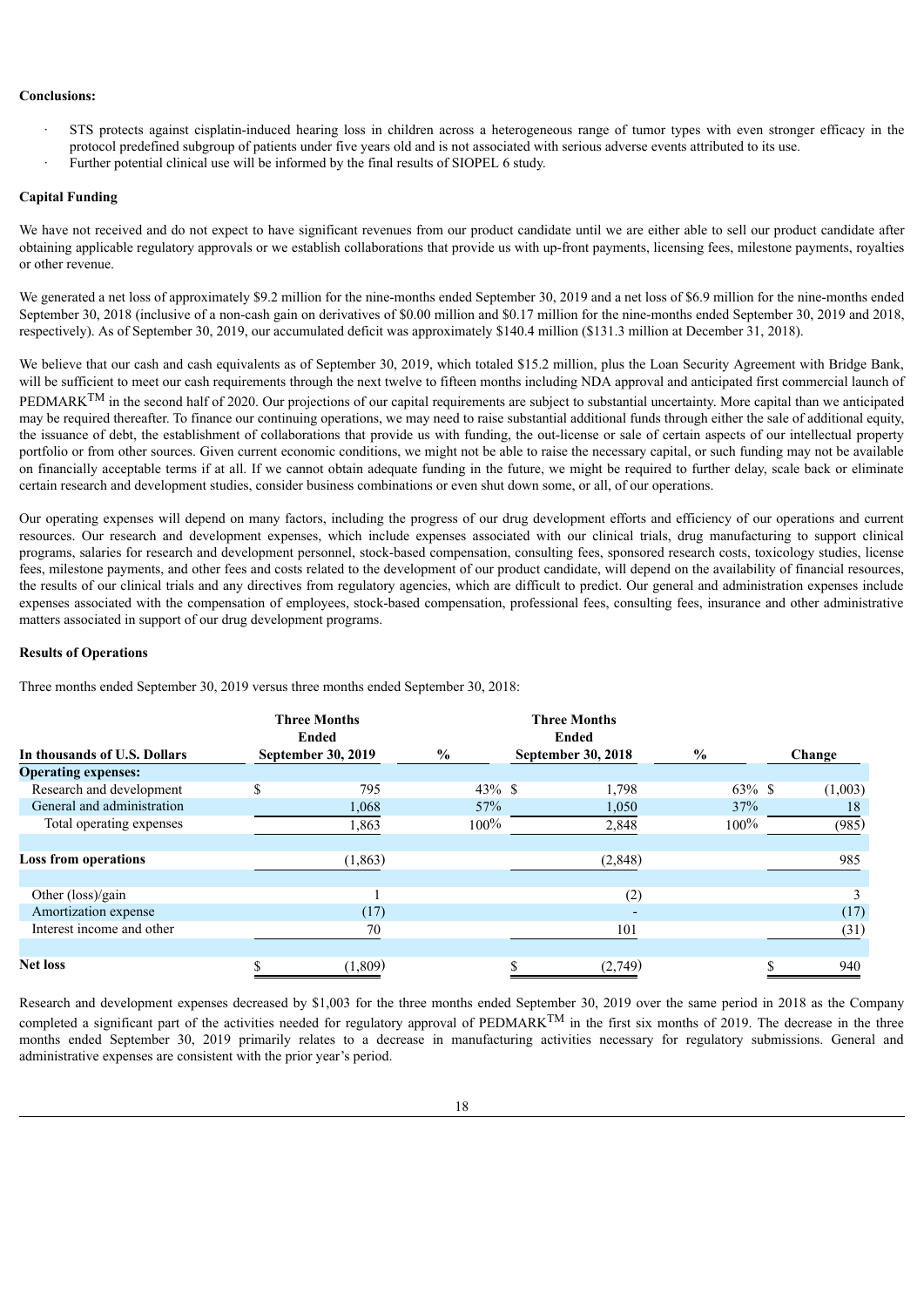**Conclusions:**

- STS protects against cisplatin-induced hearing loss in children across a heterogeneous range of tumor types with even stronger efficacy in the protocol predefined subgroup of patients under five years old and is not associated with serious adverse events attributed to its use.
- Further potential clinical use will be informed by the final results of SIOPEL 6 study.

**Capital Funding**

We have not received and do not expect to have significant revenues from our product candidate until we are either able to sell our product candidate after obtaining applicable regulatory approvals or we establish collaborations that provide us with up-front payments, licensing fees, milestone payments, royalties or other revenue.

We generated a net loss of approximately $9.2 million for the nine-months ended September 30, 2019 and a net loss of $6.9 million for the nine-months ended September 30, 2018 (inclusive of a non-cash gain on derivatives of $0.00 million and $0.17 million for the nine-months ended September 30, 2019 and 2018, respectively). As of September 30, 2019, our accumulated deficit was approximately $140.4 million ($131.3 million at December 31, 2018).

We believe that our cash and cash equivalents as of September 30, 2019, which totaled $15.2 million, plus the Loan Security Agreement with Bridge Bank, will be sufficient to meet our cash requirements through the next twelve to fifteen months including NDA approval and anticipated first commercial launch of PEDMARK™ in the second half of 2020. Our projections of our capital requirements are subject to substantial uncertainty. More capital than we anticipated may be required thereafter. To finance our continuing operations, we may need to raise substantial additional funds through either the sale of additional equity, the issuance of debt, the establishment of collaborations that provide us with funding, the out-license or sale of certain aspects of our intellectual property portfolio or from other sources. Given current economic conditions, we might not be able to raise the necessary capital, or such funding may not be available on financially acceptable terms if at all. If we cannot obtain adequate funding in the future, we might be required to further delay, scale back or eliminate certain research and development studies, consider business combinations or even shut down some, or all, of our operations.

Our operating expenses will depend on many factors, including the progress of our drug development efforts and efficiency of our operations and current resources. Our research and development expenses, which include expenses associated with our clinical trials, drug manufacturing to support clinical programs, salaries for research and development personnel, stock-based compensation, consulting fees, sponsored research costs, toxicology studies, license fees, milestone payments, and other fees and costs related to the development of our product candidate, will depend on the availability of financial resources, the results of our clinical trials and any directives from regulatory agencies, which are difficult to predict. Our general and administration expenses include expenses associated with the compensation of employees, stock-based compensation, professional fees, consulting fees, insurance and other administrative matters associated in support of our drug development programs.

**Results of Operations**

Three months ended September 30, 2019 versus three months ended September 30, 2018:

| In thousands of U.S. Dollars | Three Months Ended September 30, 2019 | % | Three Months Ended September 30, 2018 | % | Change |
|---|---|---|---|---|---|
| **Operating expenses:** | | | | | |
| Research and development | $ 795 | 43% | $ 1,798 | 63% | $ (1,003) |
| General and administration | 1,068 | 57% | 1,050 | 37% | 18 |
| Total operating expenses | 1,863 | 100% | 2,848 | 100% | (985) |
| | | | | | |
| **Loss from operations** | (1,863) | | (2,848) | | 985 |
| | | | | | |
| Other (loss)/gain | 1 | | (2) | | 3 |
| Amortization expense | (17) | | - | | (17) |
| Interest income and other | 70 | | 101 | | (31) |
| | | | | | |
| **Net loss** | $ (1,809) | | $ (2,749) | | $ 940 |

Research and development expenses decreased by $1,003 for the three months ended September 30, 2019 over the same period in 2018 as the Company completed a significant part of the activities needed for regulatory approval of PEDMARK™ in the first six months of 2019. The decrease in the three months ended September 30, 2019 primarily relates to a decrease in manufacturing activities necessary for regulatory submissions. General and administrative expenses are consistent with the prior year's period.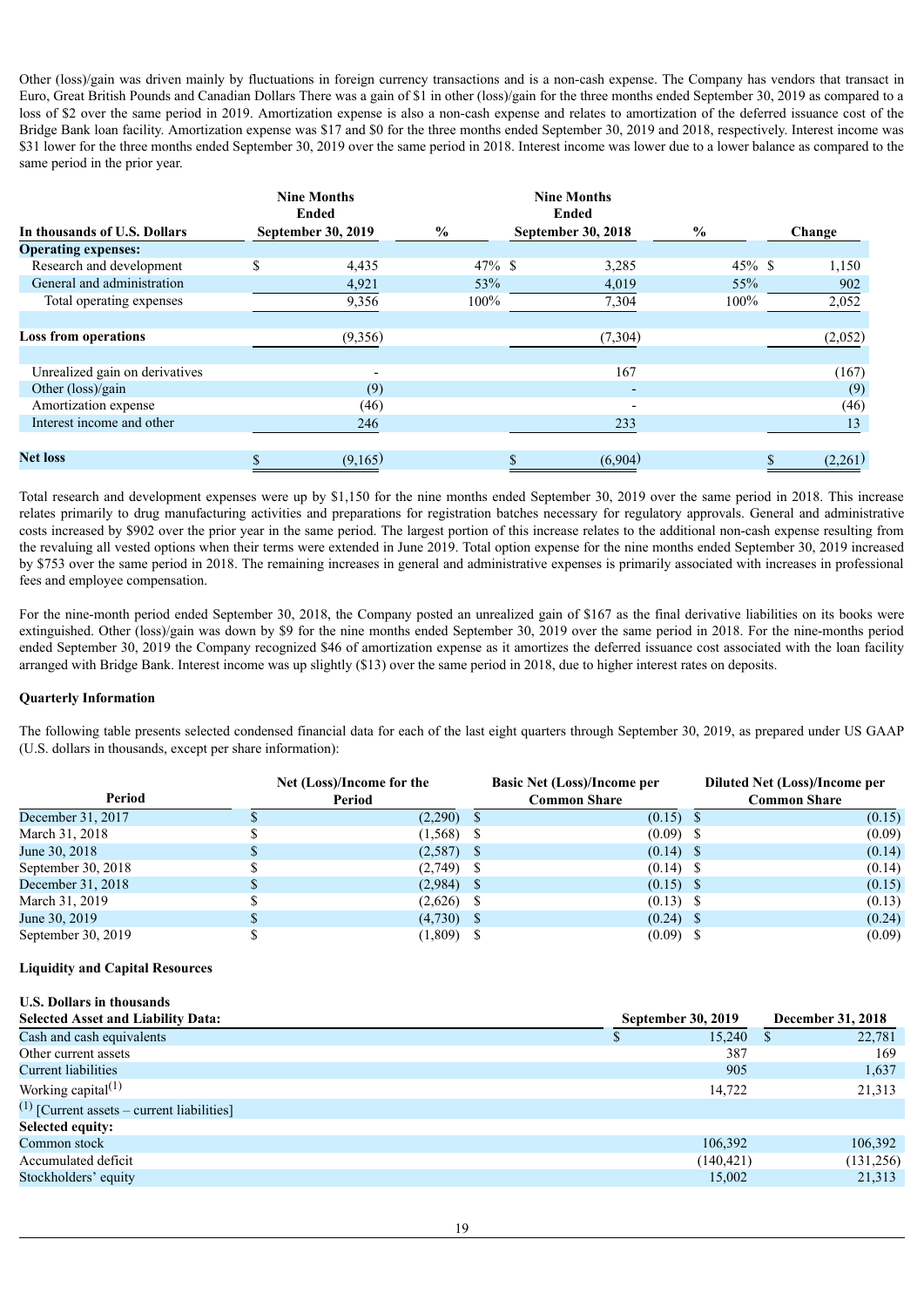Other (loss)/gain was driven mainly by fluctuations in foreign currency transactions and is a non-cash expense. The Company has vendors that transact in Euro, Great British Pounds and Canadian Dollars There was a gain of $1 in other (loss)/gain for the three months ended September 30, 2019 as compared to a loss of $2 over the same period in 2019. Amortization expense is also a non-cash expense and relates to amortization of the deferred issuance cost of the Bridge Bank loan facility. Amortization expense was $17 and $0 for the three months ended September 30, 2019 and 2018, respectively. Interest income was $31 lower for the three months ended September 30, 2019 over the same period in 2018. Interest income was lower due to a lower balance as compared to the same period in the prior year.

| In thousands of U.S. Dollars | Nine Months Ended September 30, 2019 | % | Nine Months Ended September 30, 2018 | % | Change |
|---|---|---|---|---|---|
| **Operating expenses:** | | | | | |
| Research and development | $ 4,435 | 47% | $ 3,285 | 45% | $ 1,150 |
| General and administration | 4,921 | 53% | 4,019 | 55% | 902 |
| Total operating expenses | 9,356 | 100% | 7,304 | 100% | 2,052 |
| | | | | | |
| **Loss from operations** | (9,356) | | (7,304) | | (2,052) |
| | | | | | |
| Unrealized gain on derivatives | - | | 167 | | (167) |
| Other (loss)/gain | (9) | | - | | (9) |
| Amortization expense | (46) | | - | | (46) |
| Interest income and other | 246 | | 233 | | 13 |
| | | | | | |
| **Net loss** | $ (9,165) | | $ (6,904) | | $ (2,261) |

Total research and development expenses were up by $1,150 for the nine months ended September 30, 2019 over the same period in 2018. This increase relates primarily to drug manufacturing activities and preparations for registration batches necessary for regulatory approvals. General and administrative costs increased by $902 over the prior year in the same period. The largest portion of this increase relates to the additional non-cash expense resulting from the revaluing all vested options when their terms were extended in June 2019. Total option expense for the nine months ended September 30, 2019 increased by $753 over the same period in 2018. The remaining increases in general and administrative expenses is primarily associated with increases in professional fees and employee compensation.

For the nine-month period ended September 30, 2018, the Company posted an unrealized gain of $167 as the final derivative liabilities on its books were extinguished. Other (loss)/gain was down by $9 for the nine months ended September 30, 2019 over the same period in 2018. For the nine-months period ended September 30, 2019 the Company recognized $46 of amortization expense as it amortizes the deferred issuance cost associated with the loan facility arranged with Bridge Bank. Interest income was up slightly ($13) over the same period in 2018, due to higher interest rates on deposits.

**Quarterly Information**

The following table presents selected condensed financial data for each of the last eight quarters through September 30, 2019, as prepared under US GAAP (U.S. dollars in thousands, except per share information):

| Period | Net (Loss)/Income for the Period | Basic Net (Loss)/Income per Common Share | Diluted Net (Loss)/Income per Common Share |
|---|---|---|---|
| December 31, 2017 | $ (2,290) | $ (0.15) | $ (0.15) |
| March 31, 2018 | $ (1,568) | $ (0.09) | $ (0.09) |
| June 30, 2018 | $ (2,587) | $ (0.14) | $ (0.14) |
| September 30, 2018 | $ (2,749) | $ (0.14) | $ (0.14) |
| December 31, 2018 | $ (2,984) | $ (0.15) | $ (0.15) |
| March 31, 2019 | $ (2,626) | $ (0.13) | $ (0.13) |
| June 30, 2019 | $ (4,730) | $ (0.24) | $ (0.24) |
| September 30, 2019 | $ (1,809) | $ (0.09) | $ (0.09) |

**Liquidity and Capital Resources**

| U.S. Dollars in thousands<br>**Selected Asset and Liability Data:** | September 30, 2019 | December 31, 2018 |
|---|---|---|
| Cash and cash equivalents | $ 15,240 | $ 22,781 |
| Other current assets | 387 | 169 |
| Current liabilities | 905 | 1,637 |
| Working capital[(1)] | 14,722 | 21,313 |
| [(1)] [Current assets – current liabilities] | | |
| **Selected equity:** | | |
| Common stock | 106,392 | 106,392 |
| Accumulated deficit | (140,421) | (131,256) |
| Stockholders' equity | 15,002 | 21,313 |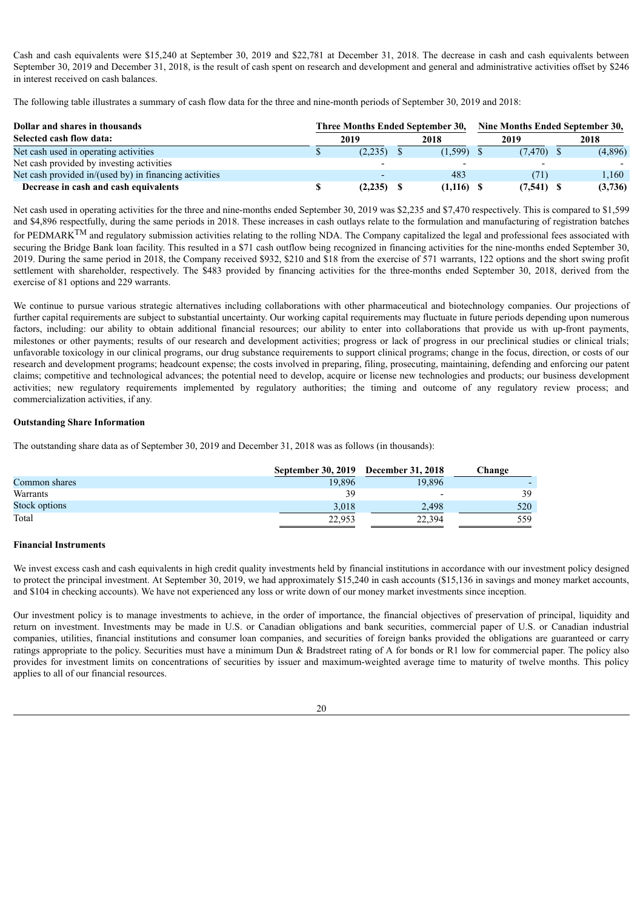Cash and cash equivalents were $15,240 at September 30, 2019 and $22,781 at December 31, 2018. The decrease in cash and cash equivalents between September 30, 2019 and December 31, 2018, is the result of cash spent on research and development and general and administrative activities offset by $246 in interest received on cash balances.

The following table illustrates a summary of cash flow data for the three and nine-month periods of September 30, 2019 and 2018:

| Dollar and shares in thousands | Three Months Ended September 30, | | Nine Months Ended September 30, | |
|---|---|---|---|---|
| **Selected cash flow data:** | **2019** | **2018** | **2019** | **2018** |
| Net cash used in operating activities | $ (2,235) | $ (1,599) | $ (7,470) | $ (4,896) |
| Net cash provided by investing activities | - | - | - | - |
| Net cash provided in/(used by) in financing activities | - | 483 | (71) | 1,160 |
| **Decrease in cash and cash equivalents** | **$ (2,235)** | **$ (1,116)** | **$ (7,541)** | **$ (3,736)** |

Net cash used in operating activities for the three and nine-months ended September 30, 2019 was $2,235 and $7,470 respectively. This is compared to $1,599 and $4,896 respectfully, during the same periods in 2018. These increases in cash outlays relate to the formulation and manufacturing of registration batches for PEDMARK™ and regulatory submission activities relating to the rolling NDA. The Company capitalized the legal and professional fees associated with securing the Bridge Bank loan facility. This resulted in a $71 cash outflow being recognized in financing activities for the nine-months ended September 30, 2019. During the same period in 2018, the Company received $932, $210 and $18 from the exercise of 571 warrants, 122 options and the short swing profit settlement with shareholder, respectively. The $483 provided by financing activities for the three-months ended September 30, 2018, derived from the exercise of 81 options and 229 warrants.

We continue to pursue various strategic alternatives including collaborations with other pharmaceutical and biotechnology companies. Our projections of further capital requirements are subject to substantial uncertainty. Our working capital requirements may fluctuate in future periods depending upon numerous factors, including: our ability to obtain additional financial resources; our ability to enter into collaborations that provide us with up-front payments, milestones or other payments; results of our research and development activities; progress or lack of progress in our preclinical studies or clinical trials; unfavorable toxicology in our clinical programs, our drug substance requirements to support clinical programs; change in the focus, direction, or costs of our research and development programs; headcount expense; the costs involved in preparing, filing, prosecuting, maintaining, defending and enforcing our patent claims; competitive and technological advances; the potential need to develop, acquire or license new technologies and products; our business development activities; new regulatory requirements implemented by regulatory authorities; the timing and outcome of any regulatory review process; and commercialization activities, if any.

**Outstanding Share Information**

The outstanding share data as of September 30, 2019 and December 31, 2018 was as follows (in thousands):

| | September 30, 2019 | December 31, 2018 | Change |
|---|---|---|---|
| Common shares | 19,896 | 19,896 | - |
| Warrants | 39 | - | 39 |
| Stock options | 3,018 | 2,498 | 520 |
| Total | 22,953 | 22,394 | 559 |

**Financial Instruments**

We invest excess cash and cash equivalents in high credit quality investments held by financial institutions in accordance with our investment policy designed to protect the principal investment. At September 30, 2019, we had approximately $15,240 in cash accounts ($15,136 in savings and money market accounts, and $104 in checking accounts). We have not experienced any loss or write down of our money market investments since inception.

Our investment policy is to manage investments to achieve, in the order of importance, the financial objectives of preservation of principal, liquidity and return on investment. Investments may be made in U.S. or Canadian obligations and bank securities, commercial paper of U.S. or Canadian industrial companies, utilities, financial institutions and consumer loan companies, and securities of foreign banks provided the obligations are guaranteed or carry ratings appropriate to the policy. Securities must have a minimum Dun & Bradstreet rating of A for bonds or R1 low for commercial paper. The policy also provides for investment limits on concentrations of securities by issuer and maximum-weighted average time to maturity of twelve months. This policy applies to all of our financial resources.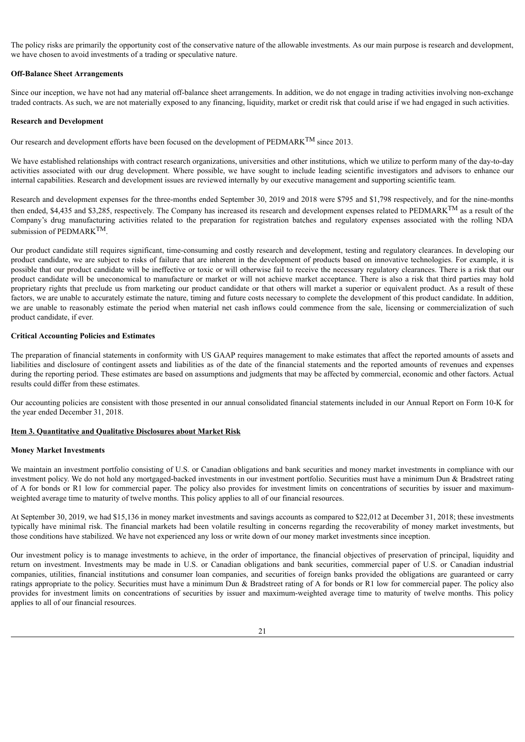The policy risks are primarily the opportunity cost of the conservative nature of the allowable investments. As our main purpose is research and development, we have chosen to avoid investments of a trading or speculative nature.

**Off-Balance Sheet Arrangements**

Since our inception, we have not had any material off-balance sheet arrangements. In addition, we do not engage in trading activities involving non-exchange traded contracts. As such, we are not materially exposed to any financing, liquidity, market or credit risk that could arise if we had engaged in such activities.

**Research and Development**

Our research and development efforts have been focused on the development of PEDMARK™ since 2013.

We have established relationships with contract research organizations, universities and other institutions, which we utilize to perform many of the day-to-day activities associated with our drug development. Where possible, we have sought to include leading scientific investigators and advisors to enhance our internal capabilities. Research and development issues are reviewed internally by our executive management and supporting scientific team.

Research and development expenses for the three-months ended September 30, 2019 and 2018 were $795 and $1,798 respectively, and for the nine-months then ended, $4,435 and $3,285, respectively. The Company has increased its research and development expenses related to PEDMARK™ as a result of the Company's drug manufacturing activities related to the preparation for registration batches and regulatory expenses associated with the rolling NDA submission of PEDMARK™.

Our product candidate still requires significant, time-consuming and costly research and development, testing and regulatory clearances. In developing our product candidate, we are subject to risks of failure that are inherent in the development of products based on innovative technologies. For example, it is possible that our product candidate will be ineffective or toxic or will otherwise fail to receive the necessary regulatory clearances. There is a risk that our product candidate will be uneconomical to manufacture or market or will not achieve market acceptance. There is also a risk that third parties may hold proprietary rights that preclude us from marketing our product candidate or that others will market a superior or equivalent product. As a result of these factors, we are unable to accurately estimate the nature, timing and future costs necessary to complete the development of this product candidate. In addition, we are unable to reasonably estimate the period when material net cash inflows could commence from the sale, licensing or commercialization of such product candidate, if ever.

**Critical Accounting Policies and Estimates**

The preparation of financial statements in conformity with US GAAP requires management to make estimates that affect the reported amounts of assets and liabilities and disclosure of contingent assets and liabilities as of the date of the financial statements and the reported amounts of revenues and expenses during the reporting period. These estimates are based on assumptions and judgments that may be affected by commercial, economic and other factors. Actual results could differ from these estimates.

Our accounting policies are consistent with those presented in our annual consolidated financial statements included in our Annual Report on Form 10-K for the year ended December 31, 2018.

## Item 3. Quantitative and Qualitative Disclosures about Market Risk

**Money Market Investments**

We maintain an investment portfolio consisting of U.S. or Canadian obligations and bank securities and money market investments in compliance with our investment policy. We do not hold any mortgaged-backed investments in our investment portfolio. Securities must have a minimum Dun & Bradstreet rating of A for bonds or R1 low for commercial paper. The policy also provides for investment limits on concentrations of securities by issuer and maximum-weighted average time to maturity of twelve months. This policy applies to all of our financial resources.

At September 30, 2019, we had $15,136 in money market investments and savings accounts as compared to $22,012 at December 31, 2018; these investments typically have minimal risk. The financial markets had been volatile resulting in concerns regarding the recoverability of money market investments, but those conditions have stabilized. We have not experienced any loss or write down of our money market investments since inception.

Our investment policy is to manage investments to achieve, in the order of importance, the financial objectives of preservation of principal, liquidity and return on investment. Investments may be made in U.S. or Canadian obligations and bank securities, commercial paper of U.S. or Canadian industrial companies, utilities, financial institutions and consumer loan companies, and securities of foreign banks provided the obligations are guaranteed or carry ratings appropriate to the policy. Securities must have a minimum Dun & Bradstreet rating of A for bonds or R1 low for commercial paper. The policy also provides for investment limits on concentrations of securities by issuer and maximum-weighted average time to maturity of twelve months. This policy applies to all of our financial resources.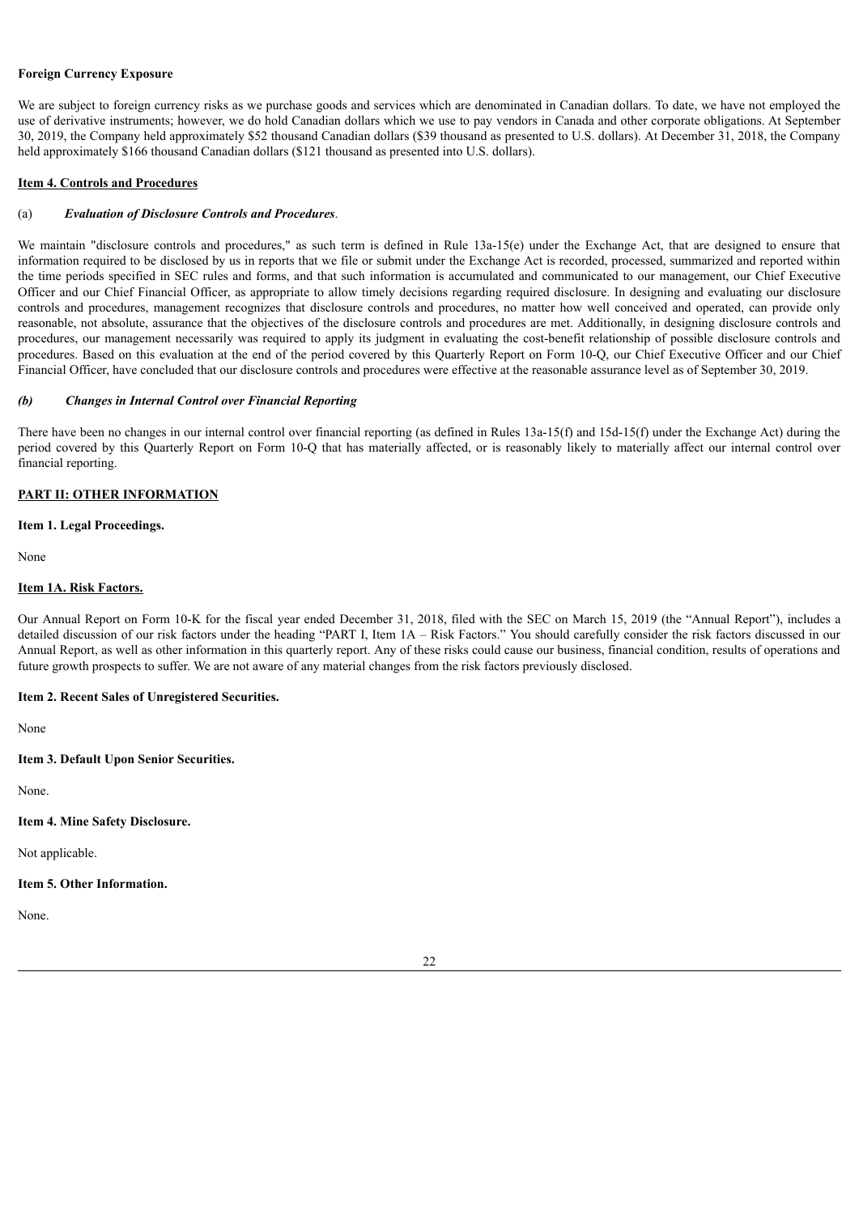**Foreign Currency Exposure**

We are subject to foreign currency risks as we purchase goods and services which are denominated in Canadian dollars. To date, we have not employed the use of derivative instruments; however, we do hold Canadian dollars which we use to pay vendors in Canada and other corporate obligations. At September 30, 2019, the Company held approximately $52 thousand Canadian dollars ($39 thousand as presented to U.S. dollars). At December 31, 2018, the Company held approximately $166 thousand Canadian dollars ($121 thousand as presented into U.S. dollars).

**Item 4. Controls and Procedures**

(a) ***Evaluation of Disclosure Controls and Procedures***.

We maintain "disclosure controls and procedures," as such term is defined in Rule 13a-15(e) under the Exchange Act, that are designed to ensure that information required to be disclosed by us in reports that we file or submit under the Exchange Act is recorded, processed, summarized and reported within the time periods specified in SEC rules and forms, and that such information is accumulated and communicated to our management, our Chief Executive Officer and our Chief Financial Officer, as appropriate to allow timely decisions regarding required disclosure. In designing and evaluating our disclosure controls and procedures, management recognizes that disclosure controls and procedures, no matter how well conceived and operated, can provide only reasonable, not absolute, assurance that the objectives of the disclosure controls and procedures are met. Additionally, in designing disclosure controls and procedures, our management necessarily was required to apply its judgment in evaluating the cost-benefit relationship of possible disclosure controls and procedures. Based on this evaluation at the end of the period covered by this Quarterly Report on Form 10-Q, our Chief Executive Officer and our Chief Financial Officer, have concluded that our disclosure controls and procedures were effective at the reasonable assurance level as of September 30, 2019.

***(b) Changes in Internal Control over Financial Reporting***

There have been no changes in our internal control over financial reporting (as defined in Rules 13a-15(f) and 15d-15(f) under the Exchange Act) during the period covered by this Quarterly Report on Form 10-Q that has materially affected, or is reasonably likely to materially affect our internal control over financial reporting.

**PART II: OTHER INFORMATION**

**Item 1. Legal Proceedings.**

None

**Item 1A. Risk Factors.**

Our Annual Report on Form 10-K for the fiscal year ended December 31, 2018, filed with the SEC on March 15, 2019 (the "Annual Report"), includes a detailed discussion of our risk factors under the heading "PART I, Item 1A – Risk Factors." You should carefully consider the risk factors discussed in our Annual Report, as well as other information in this quarterly report. Any of these risks could cause our business, financial condition, results of operations and future growth prospects to suffer. We are not aware of any material changes from the risk factors previously disclosed.

**Item 2. Recent Sales of Unregistered Securities.**

None

**Item 3. Default Upon Senior Securities.**

None.

**Item 4. Mine Safety Disclosure.**

Not applicable.

**Item 5. Other Information.**

None.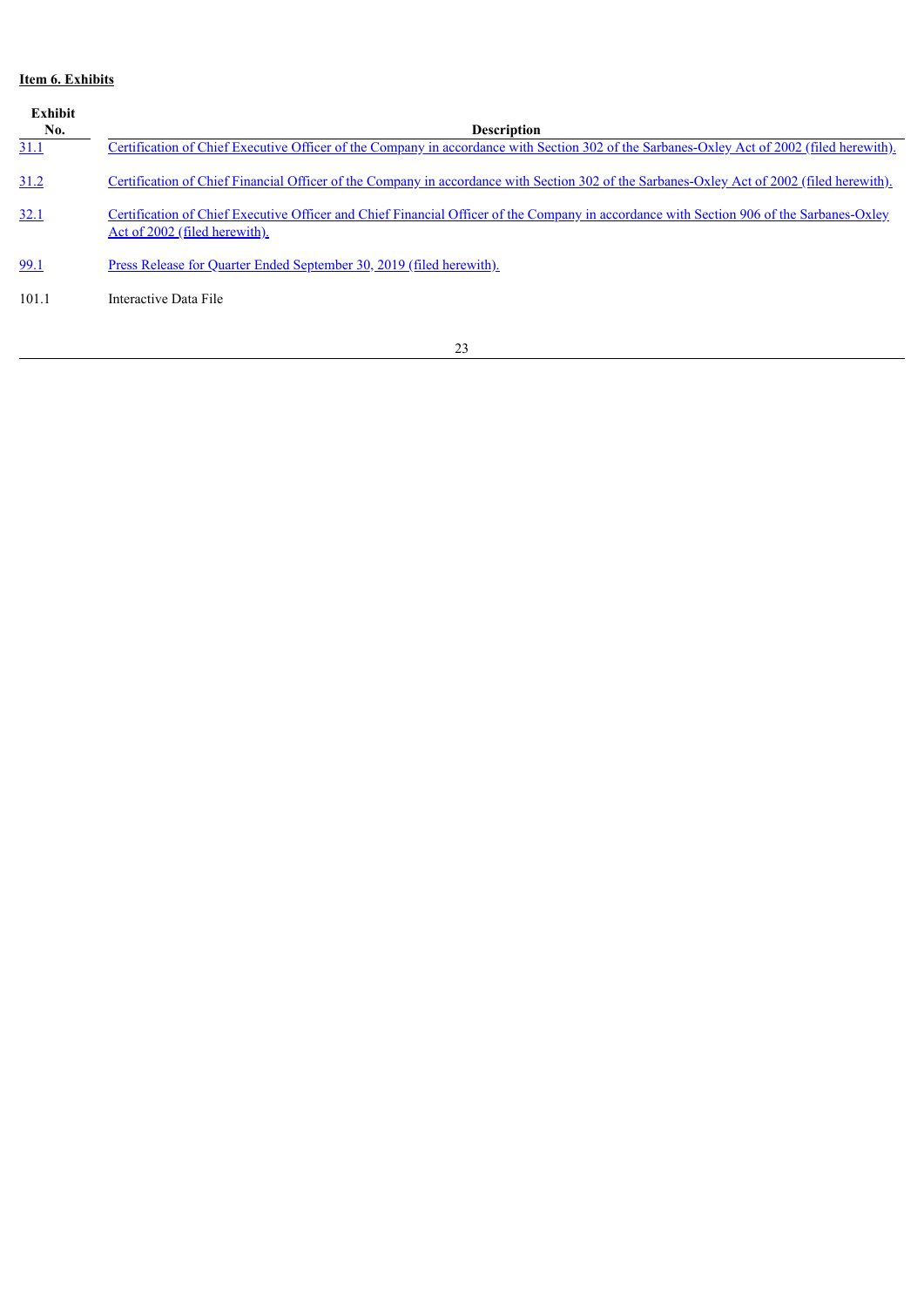**Item 6. Exhibits**

| Exhibit No. | Description |
|---|---|
| 31.1 | Certification of Chief Executive Officer of the Company in accordance with Section 302 of the Sarbanes-Oxley Act of 2002 (filed herewith). |
| 31.2 | Certification of Chief Financial Officer of the Company in accordance with Section 302 of the Sarbanes-Oxley Act of 2002 (filed herewith). |
| 32.1 | Certification of Chief Executive Officer and Chief Financial Officer of the Company in accordance with Section 906 of the Sarbanes-Oxley Act of 2002 (filed herewith). |
| 99.1 | Press Release for Quarter Ended September 30, 2019 (filed herewith). |
| 101.1 | Interactive Data File |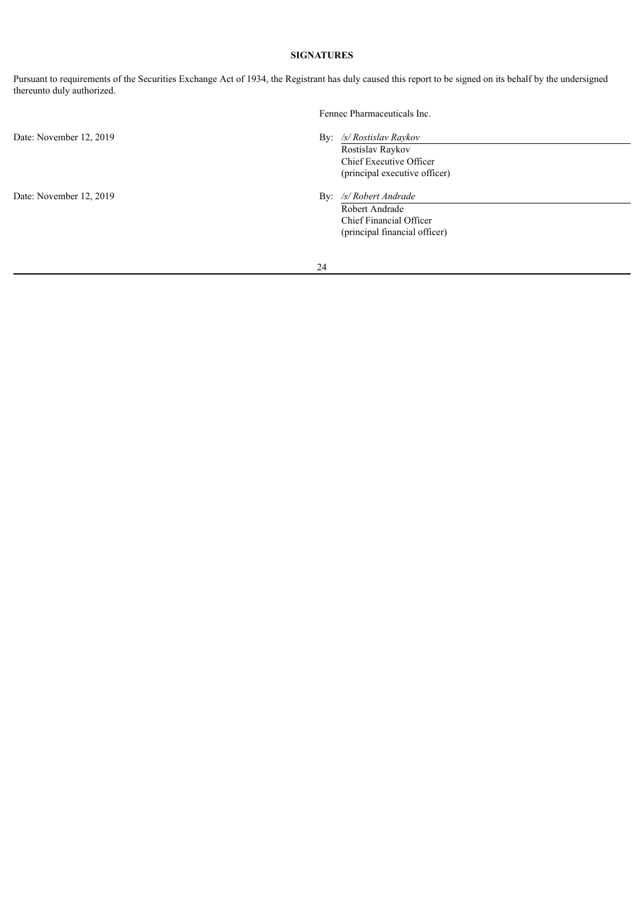**SIGNATURES**

Pursuant to requirements of the Securities Exchange Act of 1934, the Registrant has duly caused this report to be signed on its behalf by the undersigned thereunto duly authorized.

Fennec Pharmaceuticals Inc.

Date: November 12, 2019

By: */s/ Rostislav Raykov*
Rostislav Raykov
Chief Executive Officer
(principal executive officer)

Date: November 12, 2019

By: */s/ Robert Andrade*
Robert Andrade
Chief Financial Officer
(principal financial officer)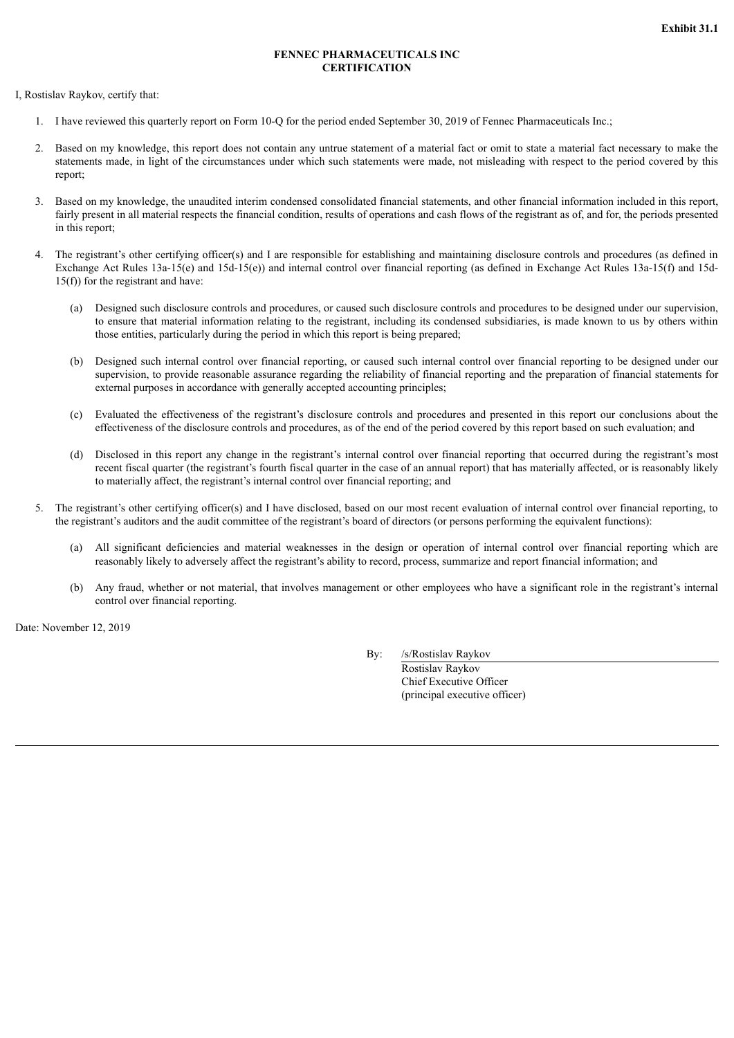**Exhibit 31.1**

**FENNEC PHARMACEUTICALS INC**
**CERTIFICATION**

I, Rostislav Raykov, certify that:

1. I have reviewed this quarterly report on Form 10-Q for the period ended September 30, 2019 of Fennec Pharmaceuticals Inc.;

2. Based on my knowledge, this report does not contain any untrue statement of a material fact or omit to state a material fact necessary to make the statements made, in light of the circumstances under which such statements were made, not misleading with respect to the period covered by this report;

3. Based on my knowledge, the unaudited interim condensed consolidated financial statements, and other financial information included in this report, fairly present in all material respects the financial condition, results of operations and cash flows of the registrant as of, and for, the periods presented in this report;

4. The registrant's other certifying officer(s) and I are responsible for establishing and maintaining disclosure controls and procedures (as defined in Exchange Act Rules 13a-15(e) and 15d-15(e)) and internal control over financial reporting (as defined in Exchange Act Rules 13a-15(f) and 15d-15(f)) for the registrant and have:

   (a) Designed such disclosure controls and procedures, or caused such disclosure controls and procedures to be designed under our supervision, to ensure that material information relating to the registrant, including its condensed subsidiaries, is made known to us by others within those entities, particularly during the period in which this report is being prepared;

   (b) Designed such internal control over financial reporting, or caused such internal control over financial reporting to be designed under our supervision, to provide reasonable assurance regarding the reliability of financial reporting and the preparation of financial statements for external purposes in accordance with generally accepted accounting principles;

   (c) Evaluated the effectiveness of the registrant's disclosure controls and procedures and presented in this report our conclusions about the effectiveness of the disclosure controls and procedures, as of the end of the period covered by this report based on such evaluation; and

   (d) Disclosed in this report any change in the registrant's internal control over financial reporting that occurred during the registrant's most recent fiscal quarter (the registrant's fourth fiscal quarter in the case of an annual report) that has materially affected, or is reasonably likely to materially affect, the registrant's internal control over financial reporting; and

5. The registrant's other certifying officer(s) and I have disclosed, based on our most recent evaluation of internal control over financial reporting, to the registrant's auditors and the audit committee of the registrant's board of directors (or persons performing the equivalent functions):

   (a) All significant deficiencies and material weaknesses in the design or operation of internal control over financial reporting which are reasonably likely to adversely affect the registrant's ability to record, process, summarize and report financial information; and

   (b) Any fraud, whether or not material, that involves management or other employees who have a significant role in the registrant's internal control over financial reporting.

Date: November 12, 2019

By: /s/Rostislav Raykov
Rostislav Raykov
Chief Executive Officer
(principal executive officer)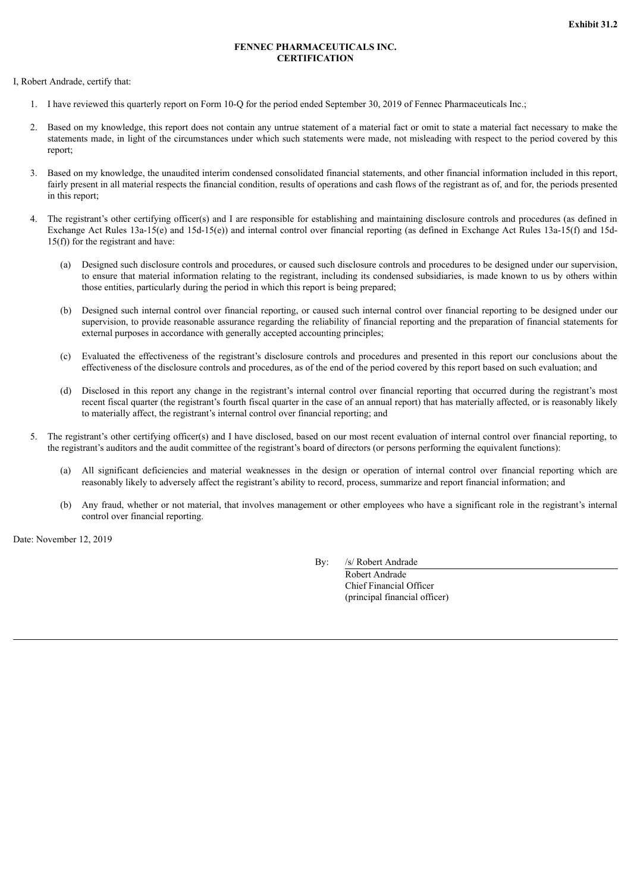**Exhibit 31.2**

**FENNEC PHARMACEUTICALS INC.**
**CERTIFICATION**

I, Robert Andrade, certify that:

1. I have reviewed this quarterly report on Form 10-Q for the period ended September 30, 2019 of Fennec Pharmaceuticals Inc.;

2. Based on my knowledge, this report does not contain any untrue statement of a material fact or omit to state a material fact necessary to make the statements made, in light of the circumstances under which such statements were made, not misleading with respect to the period covered by this report;

3. Based on my knowledge, the unaudited interim condensed consolidated financial statements, and other financial information included in this report, fairly present in all material respects the financial condition, results of operations and cash flows of the registrant as of, and for, the periods presented in this report;

4. The registrant's other certifying officer(s) and I are responsible for establishing and maintaining disclosure controls and procedures (as defined in Exchange Act Rules 13a-15(e) and 15d-15(e)) and internal control over financial reporting (as defined in Exchange Act Rules 13a-15(f) and 15d-15(f)) for the registrant and have:

   (a) Designed such disclosure controls and procedures, or caused such disclosure controls and procedures to be designed under our supervision, to ensure that material information relating to the registrant, including its condensed subsidiaries, is made known to us by others within those entities, particularly during the period in which this report is being prepared;

   (b) Designed such internal control over financial reporting, or caused such internal control over financial reporting to be designed under our supervision, to provide reasonable assurance regarding the reliability of financial reporting and the preparation of financial statements for external purposes in accordance with generally accepted accounting principles;

   (c) Evaluated the effectiveness of the registrant's disclosure controls and procedures and presented in this report our conclusions about the effectiveness of the disclosure controls and procedures, as of the end of the period covered by this report based on such evaluation; and

   (d) Disclosed in this report any change in the registrant's internal control over financial reporting that occurred during the registrant's most recent fiscal quarter (the registrant's fourth fiscal quarter in the case of an annual report) that has materially affected, or is reasonably likely to materially affect, the registrant's internal control over financial reporting; and

5. The registrant's other certifying officer(s) and I have disclosed, based on our most recent evaluation of internal control over financial reporting, to the registrant's auditors and the audit committee of the registrant's board of directors (or persons performing the equivalent functions):

   (a) All significant deficiencies and material weaknesses in the design or operation of internal control over financial reporting which are reasonably likely to adversely affect the registrant's ability to record, process, summarize and report financial information; and

   (b) Any fraud, whether or not material, that involves management or other employees who have a significant role in the registrant's internal control over financial reporting.

Date: November 12, 2019

By: /s/ Robert Andrade
Robert Andrade
Chief Financial Officer
(principal financial officer)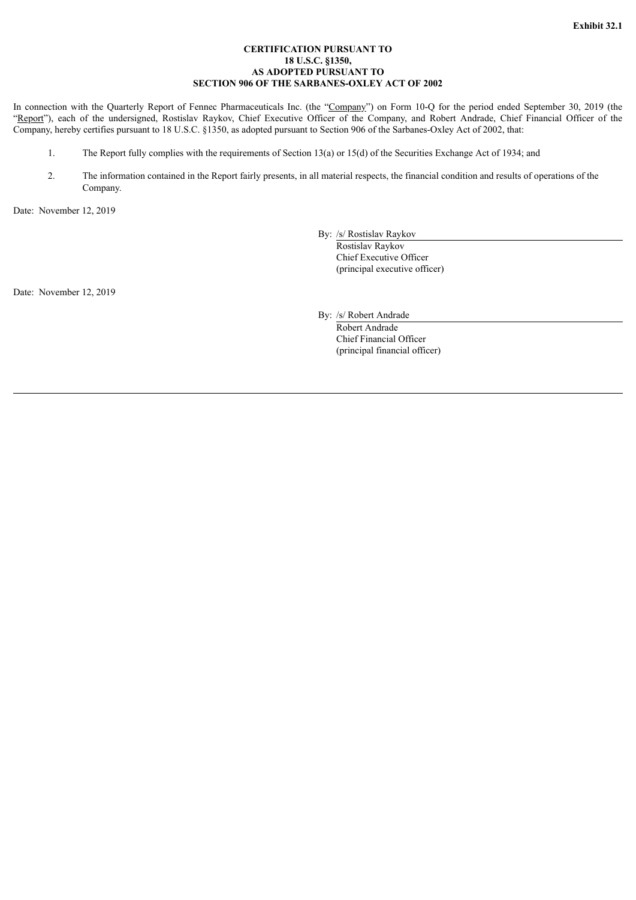**Exhibit 32.1**

**CERTIFICATION PURSUANT TO**
**18 U.S.C. §1350,**
**AS ADOPTED PURSUANT TO**
**SECTION 906 OF THE SARBANES-OXLEY ACT OF 2002**

In connection with the Quarterly Report of Fennec Pharmaceuticals Inc. (the "Company") on Form 10-Q for the period ended September 30, 2019 (the "Report"), each of the undersigned, Rostislav Raykov, Chief Executive Officer of the Company, and Robert Andrade, Chief Financial Officer of the Company, hereby certifies pursuant to 18 U.S.C. §1350, as adopted pursuant to Section 906 of the Sarbanes-Oxley Act of 2002, that:

1. The Report fully complies with the requirements of Section 13(a) or 15(d) of the Securities Exchange Act of 1934; and

2. The information contained in the Report fairly presents, in all material respects, the financial condition and results of operations of the Company.

Date: November 12, 2019

By: /s/ Rostislav Raykov
Rostislav Raykov
Chief Executive Officer
(principal executive officer)

Date: November 12, 2019

By: /s/ Robert Andrade
Robert Andrade
Chief Financial Officer
(principal financial officer)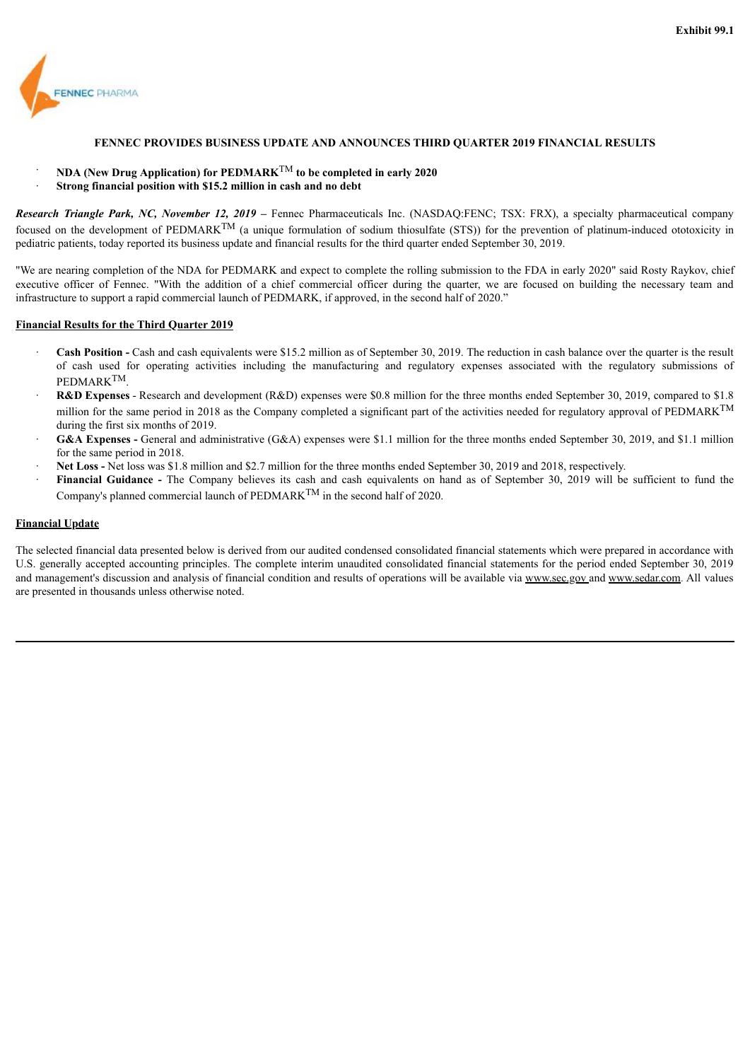Exhibit 99.1

FENNEC PHARMA

## FENNEC PROVIDES BUSINESS UPDATE AND ANNOUNCES THIRD QUARTER 2019 FINANCIAL RESULTS

- **NDA (New Drug Application) for PEDMARK™ to be completed in early 2020**
- **Strong financial position with $15.2 million in cash and no debt**

***Research Triangle Park, NC, November 12, 2019*** – Fennec Pharmaceuticals Inc. (NASDAQ:FENC; TSX: FRX), a specialty pharmaceutical company focused on the development of PEDMARK™ (a unique formulation of sodium thiosulfate (STS)) for the prevention of platinum-induced ototoxicity in pediatric patients, today reported its business update and financial results for the third quarter ended September 30, 2019.

"We are nearing completion of the NDA for PEDMARK and expect to complete the rolling submission to the FDA in early 2020" said Rosty Raykov, chief executive officer of Fennec. "With the addition of a chief commercial officer during the quarter, we are focused on building the necessary team and infrastructure to support a rapid commercial launch of PEDMARK, if approved, in the second half of 2020."

**Financial Results for the Third Quarter 2019**

- **Cash Position -** Cash and cash equivalents were $15.2 million as of September 30, 2019. The reduction in cash balance over the quarter is the result of cash used for operating activities including the manufacturing and regulatory expenses associated with the regulatory submissions of PEDMARK™.
- **R&D Expenses** - Research and development (R&D) expenses were $0.8 million for the three months ended September 30, 2019, compared to $1.8 million for the same period in 2018 as the Company completed a significant part of the activities needed for regulatory approval of PEDMARK™ during the first six months of 2019.
- **G&A Expenses -** General and administrative (G&A) expenses were $1.1 million for the three months ended September 30, 2019, and $1.1 million for the same period in 2018.
- **Net Loss -** Net loss was $1.8 million and $2.7 million for the three months ended September 30, 2019 and 2018, respectively.
- **Financial Guidance -** The Company believes its cash and cash equivalents on hand as of September 30, 2019 will be sufficient to fund the Company's planned commercial launch of PEDMARK™ in the second half of 2020.

**Financial Update**

The selected financial data presented below is derived from our audited condensed consolidated financial statements which were prepared in accordance with U.S. generally accepted accounting principles. The complete interim unaudited consolidated financial statements for the period ended September 30, 2019 and management's discussion and analysis of financial condition and results of operations will be available via www.sec.gov and www.sedar.com. All values are presented in thousands unless otherwise noted.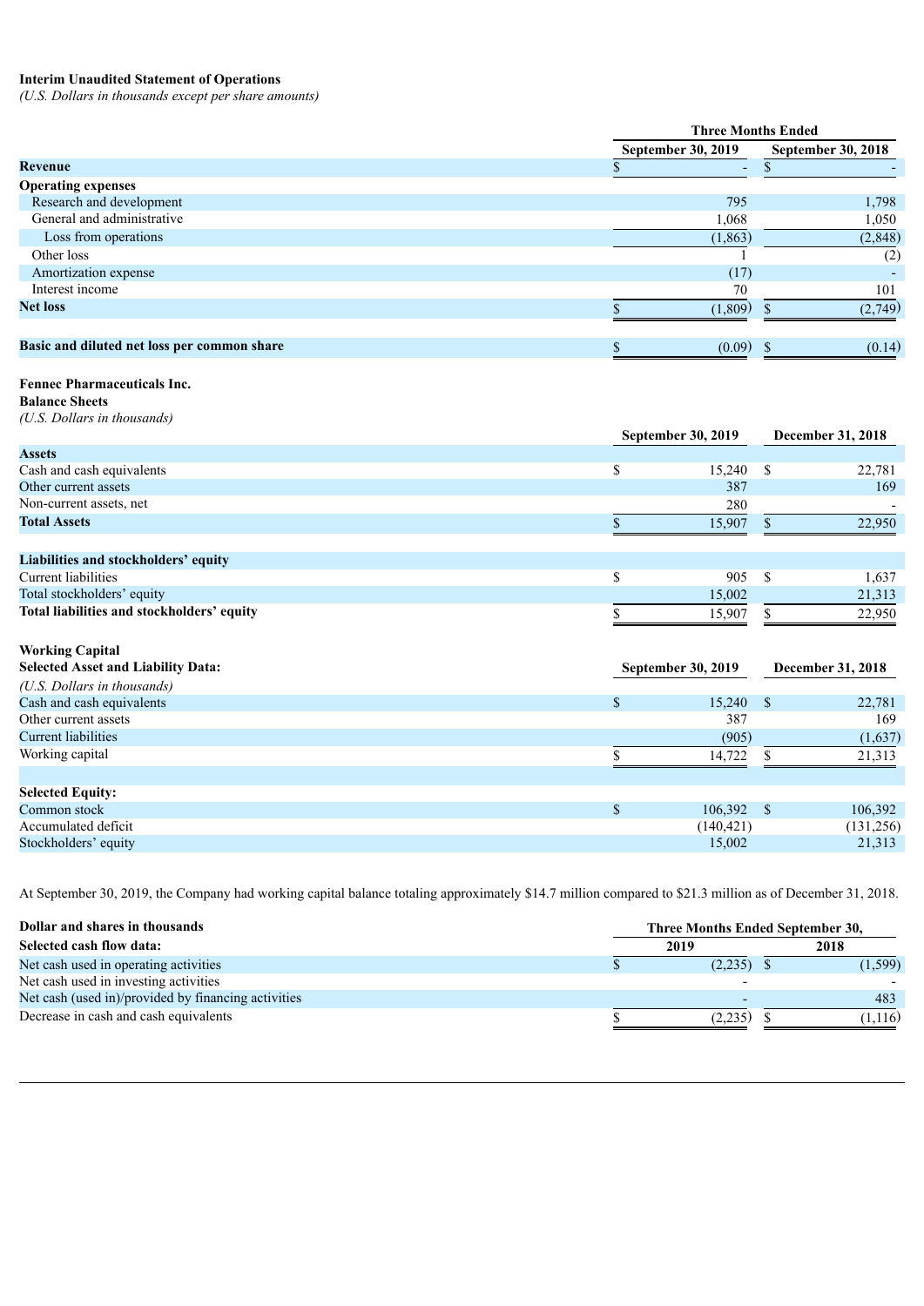**Interim Unaudited Statement of Operations**
*(U.S. Dollars in thousands except per share amounts)*

| | Three Months Ended | |
|---|---|---|
| | September 30, 2019 | September 30, 2018 |
| **Revenue** | $ - | $ - |
| **Operating expenses** | | |
| Research and development | 795 | 1,798 |
| General and administrative | 1,068 | 1,050 |
| Loss from operations | (1,863) | (2,848) |
| Other loss | 1 | (2) |
| Amortization expense | (17) | - |
| Interest income | 70 | 101 |
| **Net loss** | $ (1,809) | $ (2,749) |
| **Basic and diluted net loss per common share** | $ (0.09) | $ (0.14) |

**Fennec Pharmaceuticals Inc.**
**Balance Sheets**
*(U.S. Dollars in thousands)*

| | September 30, 2019 | December 31, 2018 |
|---|---|---|
| **Assets** | | |
| Cash and cash equivalents | $ 15,240 | $ 22,781 |
| Other current assets | 387 | 169 |
| Non-current assets, net | 280 | - |
| **Total Assets** | $ 15,907 | $ 22,950 |
| **Liabilities and stockholders' equity** | | |
| Current liabilities | $ 905 | $ 1,637 |
| Total stockholders' equity | 15,002 | 21,313 |
| **Total liabilities and stockholders' equity** | $ 15,907 | $ 22,950 |

**Working Capital**

| **Selected Asset and Liability Data:** | September 30, 2019 | December 31, 2018 |
|---|---|---|
| *(U.S. Dollars in thousands)* | | |
| Cash and cash equivalents | $ 15,240 | $ 22,781 |
| Other current assets | 387 | 169 |
| Current liabilities | (905) | (1,637) |
| Working capital | $ 14,722 | $ 21,313 |
| | | |
| **Selected Equity:** | | |
| Common stock | $ 106,392 | $ 106,392 |
| Accumulated deficit | (140,421) | (131,256) |
| Stockholders' equity | 15,002 | 21,313 |

At September 30, 2019, the Company had working capital balance totaling approximately $14.7 million compared to $21.3 million as of December 31, 2018.

| **Dollar and shares in thousands** | Three Months Ended September 30, | |
|---|---|---|
| **Selected cash flow data:** | 2019 | 2018 |
| Net cash used in operating activities | $ (2,235) | $ (1,599) |
| Net cash used in investing activities | - | - |
| Net cash (used in)/provided by financing activities | - | 483 |
| Decrease in cash and cash equivalents | $ (2,235) | $ (1,116) |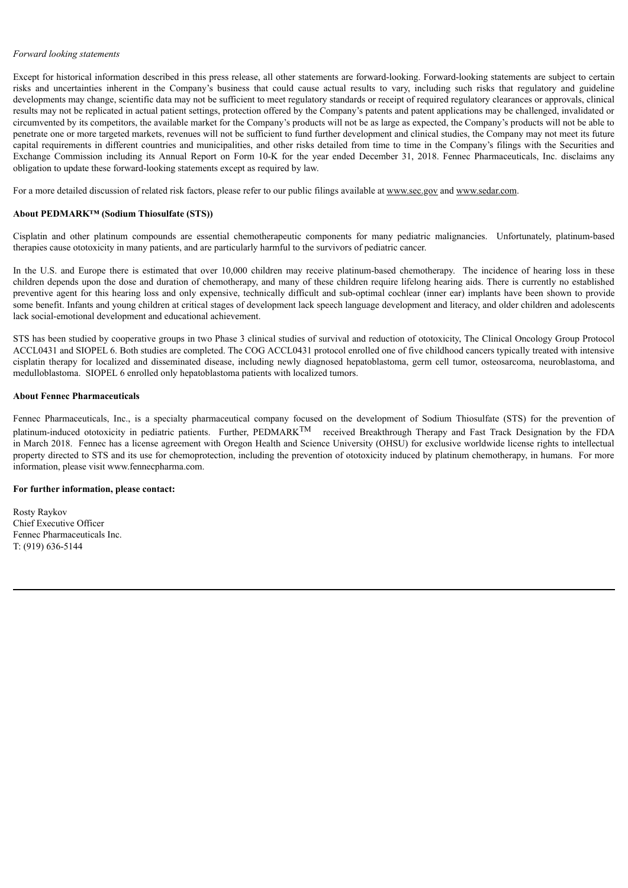*Forward looking statements*

Except for historical information described in this press release, all other statements are forward-looking. Forward-looking statements are subject to certain risks and uncertainties inherent in the Company's business that could cause actual results to vary, including such risks that regulatory and guideline developments may change, scientific data may not be sufficient to meet regulatory standards or receipt of required regulatory clearances or approvals, clinical results may not be replicated in actual patient settings, protection offered by the Company's patents and patent applications may be challenged, invalidated or circumvented by its competitors, the available market for the Company's products will not be as large as expected, the Company's products will not be able to penetrate one or more targeted markets, revenues will not be sufficient to fund further development and clinical studies, the Company may not meet its future capital requirements in different countries and municipalities, and other risks detailed from time to time in the Company's filings with the Securities and Exchange Commission including its Annual Report on Form 10-K for the year ended December 31, 2018. Fennec Pharmaceuticals, Inc. disclaims any obligation to update these forward-looking statements except as required by law.

For a more detailed discussion of related risk factors, please refer to our public filings available at www.sec.gov and www.sedar.com.

**About PEDMARK™ (Sodium Thiosulfate (STS))**

Cisplatin and other platinum compounds are essential chemotherapeutic components for many pediatric malignancies. Unfortunately, platinum-based therapies cause ototoxicity in many patients, and are particularly harmful to the survivors of pediatric cancer.

In the U.S. and Europe there is estimated that over 10,000 children may receive platinum-based chemotherapy. The incidence of hearing loss in these children depends upon the dose and duration of chemotherapy, and many of these children require lifelong hearing aids. There is currently no established preventive agent for this hearing loss and only expensive, technically difficult and sub-optimal cochlear (inner ear) implants have been shown to provide some benefit. Infants and young children at critical stages of development lack speech language development and literacy, and older children and adolescents lack social-emotional development and educational achievement.

STS has been studied by cooperative groups in two Phase 3 clinical studies of survival and reduction of ototoxicity, The Clinical Oncology Group Protocol ACCL0431 and SIOPEL 6. Both studies are completed. The COG ACCL0431 protocol enrolled one of five childhood cancers typically treated with intensive cisplatin therapy for localized and disseminated disease, including newly diagnosed hepatoblastoma, germ cell tumor, osteosarcoma, neuroblastoma, and medulloblastoma. SIOPEL 6 enrolled only hepatoblastoma patients with localized tumors.

**About Fennec Pharmaceuticals**

Fennec Pharmaceuticals, Inc., is a specialty pharmaceutical company focused on the development of Sodium Thiosulfate (STS) for the prevention of platinum-induced ototoxicity in pediatric patients. Further, PEDMARK™ received Breakthrough Therapy and Fast Track Designation by the FDA in March 2018. Fennec has a license agreement with Oregon Health and Science University (OHSU) for exclusive worldwide license rights to intellectual property directed to STS and its use for chemoprotection, including the prevention of ototoxicity induced by platinum chemotherapy, in humans. For more information, please visit www.fennecpharma.com.

**For further information, please contact:**

Rosty Raykov
Chief Executive Officer
Fennec Pharmaceuticals Inc.
T: (919) 636-5144